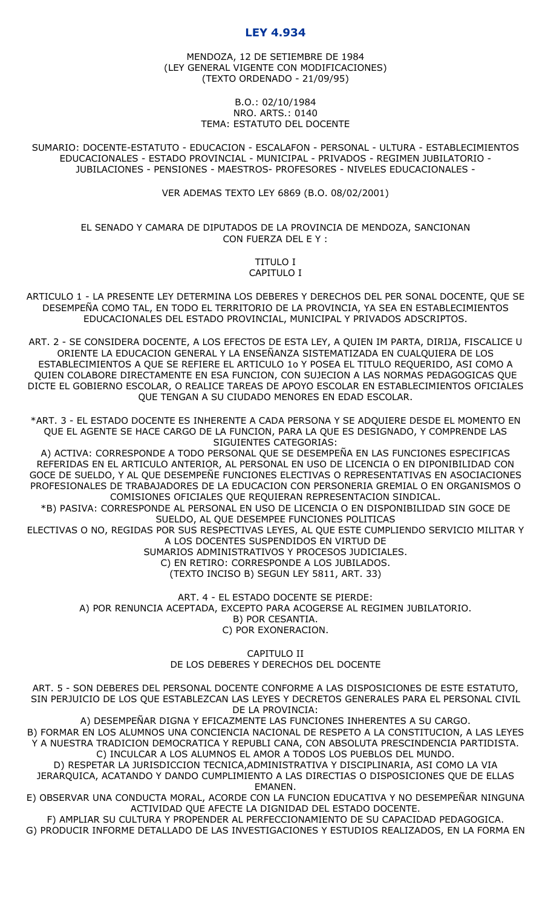# LEY 4.934

MENDOZA, 12 DE SETIEMBRE DE 1984
(LEY GENERAL VIGENTE CON MODIFICACIONES)
(TEXTO ORDENADO - 21/09/95)

B.O.: 02/10/1984
NRO. ARTS.: 0140
TEMA: ESTATUTO DEL DOCENTE

SUMARIO: DOCENTE-ESTATUTO - EDUCACION - ESCALAFON - PERSONAL - ULTURA - ESTABLECIMIENTOS EDUCACIONALES - ESTADO PROVINCIAL - MUNICIPAL - PRIVADOS - REGIMEN JUBILATORIO - JUBILACIONES - PENSIONES - MAESTROS- PROFESORES - NIVELES EDUCACIONALES -

VER ADEMAS TEXTO LEY 6869 (B.O. 08/02/2001)

EL SENADO Y CAMARA DE DIPUTADOS DE LA PROVINCIA DE MENDOZA, SANCIONAN CON FUERZA DEL E Y :

## TITULO I
## CAPITULO I

ARTICULO 1 - LA PRESENTE LEY DETERMINA LOS DEBERES Y DERECHOS DEL PER SONAL DOCENTE, QUE SE DESEMPEÑA COMO TAL, EN TODO EL TERRITORIO DE LA PROVINCIA, YA SEA EN ESTABLECIMIENTOS EDUCACIONALES DEL ESTADO PROVINCIAL, MUNICIPAL Y PRIVADOS ADSCRIPTOS.

ART. 2 - SE CONSIDERA DOCENTE, A LOS EFECTOS DE ESTA LEY, A QUIEN IM PARTA, DIRIJA, FISCALICE U ORIENTE LA EDUCACION GENERAL Y LA ENSEÑANZA SISTEMATIZADA EN CUALQUIERA DE LOS ESTABLECIMIENTOS A QUE SE REFIERE EL ARTICULO 1o Y POSEA EL TITULO REQUERIDO, ASI COMO A QUIEN COLABORE DIRECTAMENTE EN ESA FUNCION, CON SUJECION A LAS NORMAS PEDAGOGICAS QUE DICTE EL GOBIERNO ESCOLAR, O REALICE TAREAS DE APOYO ESCOLAR EN ESTABLECIMIENTOS OFICIALES QUE TENGAN A SU CIUDADO MENORES EN EDAD ESCOLAR.

*ART. 3 - EL ESTADO DOCENTE ES INHERENTE A CADA PERSONA Y SE ADQUIERE DESDE EL MOMENTO EN QUE EL AGENTE SE HACE CARGO DE LA FUNCION, PARA LA QUE ES DESIGNADO, Y COMPRENDE LAS SIGUIENTES CATEGORIAS:

A) ACTIVA: CORRESPONDE A TODO PERSONAL QUE SE DESEMPEÑA EN LAS FUNCIONES ESPECIFICAS REFERIDAS EN EL ARTICULO ANTERIOR, AL PERSONAL EN USO DE LICENCIA O EN DIPONIBILIDAD CON GOCE DE SUELDO, Y AL QUE DESEMPEÑE FUNCIONES ELECTIVAS O REPRESENTATIVAS EN ASOCIACIONES PROFESIONALES DE TRABAJADORES DE LA EDUCACION CON PERSONERIA GREMIAL O EN ORGANISMOS O COMISIONES OFICIALES QUE REQUIERAN REPRESENTACION SINDICAL.

*B) PASIVA: CORRESPONDE AL PERSONAL EN USO DE LICENCIA O EN DISPONIBILIDAD SIN GOCE DE SUELDO, AL QUE DESEMPEE FUNCIONES POLITICAS ELECTIVAS O NO, REGIDAS POR SUS RESPECTIVAS LEYES, AL QUE ESTE CUMPLIENDO SERVICIO MILITAR Y A LOS DOCENTES SUSPENDIDOS EN VIRTUD DE SUMARIOS ADMINISTRATIVOS Y PROCESOS JUDICIALES.

C) EN RETIRO: CORRESPONDE A LOS JUBILADOS.

(TEXTO INCISO B) SEGUN LEY 5811, ART. 33)

ART. 4 - EL ESTADO DOCENTE SE PIERDE:

A) POR RENUNCIA ACEPTADA, EXCEPTO PARA ACOGERSE AL REGIMEN JUBILATORIO.

B) POR CESANTIA.

C) POR EXONERACION.

## CAPITULO II
## DE LOS DEBERES Y DERECHOS DEL DOCENTE

ART. 5 - SON DEBERES DEL PERSONAL DOCENTE CONFORME A LAS DISPOSICIONES DE ESTE ESTATUTO, SIN PERJUICIO DE LOS QUE ESTABLEZCAN LAS LEYES Y DECRETOS GENERALES PARA EL PERSONAL CIVIL DE LA PROVINCIA:

A) DESEMPEÑAR DIGNA Y EFICAZMENTE LAS FUNCIONES INHERENTES A SU CARGO.

B) FORMAR EN LOS ALUMNOS UNA CONCIENCIA NACIONAL DE RESPETO A LA CONSTITUCION, A LAS LEYES Y A NUESTRA TRADICION DEMOCRATICA Y REPUBLI CANA, CON ABSOLUTA PRESCINDENCIA PARTIDISTA.

C) INCULCAR A LOS ALUMNOS EL AMOR A TODOS LOS PUEBLOS DEL MUNDO.

D) RESPETAR LA JURISDICCION TECNICA,ADMINISTRATIVA Y DISCIPLINARIA, ASI COMO LA VIA JERARQUICA, ACATANDO Y DANDO CUMPLIMIENTO A LAS DIRECTIAS O DISPOSICIONES QUE DE ELLAS EMANEN.

E) OBSERVAR UNA CONDUCTA MORAL, ACORDE CON LA FUNCION EDUCATIVA Y NO DESEMPEÑAR NINGUNA ACTIVIDAD QUE AFECTE LA DIGNIDAD DEL ESTADO DOCENTE.

F) AMPLIAR SU CULTURA Y PROPENDER AL PERFECCIONAMIENTO DE SU CAPACIDAD PEDAGOGICA.

G) PRODUCIR INFORME DETALLADO DE LAS INVESTIGACIONES Y ESTUDIOS REALIZADOS, EN LA FORMA EN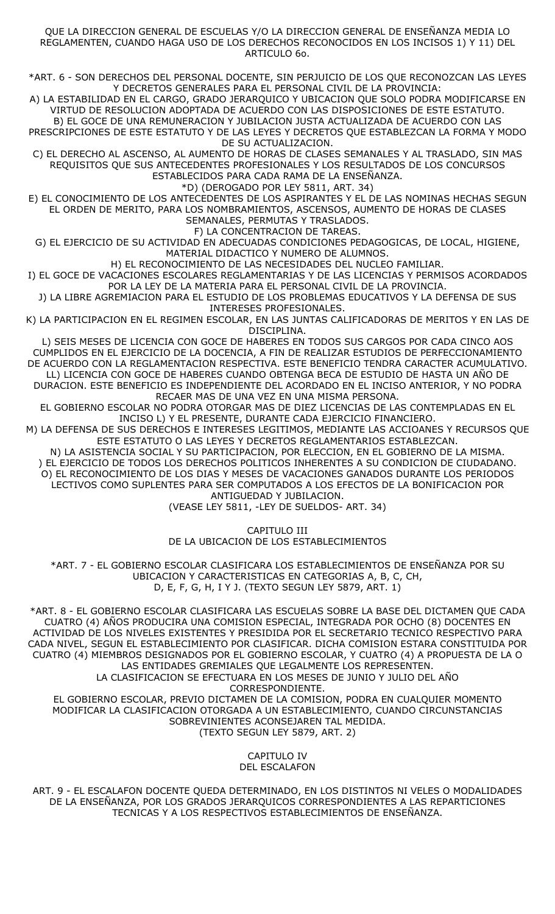QUE LA DIRECCION GENERAL DE ESCUELAS Y/O LA DIRECCION GENERAL DE ENSEÑANZA MEDIA LO REGLAMENTEN, CUANDO HAGA USO DE LOS DERECHOS RECONOCIDOS EN LOS INCISOS 1) Y 11) DEL ARTICULO 6o.

*ART. 6 - SON DERECHOS DEL PERSONAL DOCENTE, SIN PERJUICIO DE LOS QUE RECONOZCAN LAS LEYES Y DECRETOS GENERALES PARA EL PERSONAL CIVIL DE LA PROVINCIA:

A) LA ESTABILIDAD EN EL CARGO, GRADO JERARQUICO Y UBICACION QUE SOLO PODRA MODIFICARSE EN VIRTUD DE RESOLUCION ADOPTADA DE ACUERDO CON LAS DISPOSICIONES DE ESTE ESTATUTO.

B) EL GOCE DE UNA REMUNERACION Y JUBILACION JUSTA ACTUALIZADA DE ACUERDO CON LAS PRESCRIPCIONES DE ESTE ESTATUTO Y DE LAS LEYES Y DECRETOS QUE ESTABLEZCAN LA FORMA Y MODO DE SU ACTUALIZACION.

C) EL DERECHO AL ASCENSO, AL AUMENTO DE HORAS DE CLASES SEMANALES Y AL TRASLADO, SIN MAS REQUISITOS QUE SUS ANTECEDENTES PROFESIONALES Y LOS RESULTADOS DE LOS CONCURSOS ESTABLECIDOS PARA CADA RAMA DE LA ENSEÑANZA.

*D) (DEROGADO POR LEY 5811, ART. 34)

E) EL CONOCIMIENTO DE LOS ANTECEDENTES DE LOS ASPIRANTES Y EL DE LAS NOMINAS HECHAS SEGUN EL ORDEN DE MERITO, PARA LOS NOMBRAMIENTOS, ASCENSOS, AUMENTO DE HORAS DE CLASES SEMANALES, PERMUTAS Y TRASLADOS.

F) LA CONCENTRACION DE TAREAS.

G) EL EJERCICIO DE SU ACTIVIDAD EN ADECUADAS CONDICIONES PEDAGOGICAS, DE LOCAL, HIGIENE, MATERIAL DIDACTICO Y NUMERO DE ALUMNOS.

H) EL RECONOCIMIENTO DE LAS NECESIDADES DEL NUCLEO FAMILIAR.

I) EL GOCE DE VACACIONES ESCOLARES REGLAMENTARIAS Y DE LAS LICENCIAS Y PERMISOS ACORDADOS POR LA LEY DE LA MATERIA PARA EL PERSONAL CIVIL DE LA PROVINCIA.

J) LA LIBRE AGREMIACION PARA EL ESTUDIO DE LOS PROBLEMAS EDUCATIVOS Y LA DEFENSA DE SUS INTERESES PROFESIONALES.

K) LA PARTICIPACION EN EL REGIMEN ESCOLAR, EN LAS JUNTAS CALIFICADORAS DE MERITOS Y EN LAS DE DISCIPLINA.

L) SEIS MESES DE LICENCIA CON GOCE DE HABERES EN TODOS SUS CARGOS POR CADA CINCO AOS CUMPLIDOS EN EL EJERCICIO DE LA DOCENCIA, A FIN DE REALIZAR ESTUDIOS DE PERFECCIONAMIENTO DE ACUERDO CON LA REGLAMENTACION RESPECTIVA. ESTE BENEFICIO TENDRA CARACTER ACUMULATIVO.

LL) LICENCIA CON GOCE DE HABERES CUANDO OBTENGA BECA DE ESTUDIO DE HASTA UN AÑO DE DURACION. ESTE BENEFICIO ES INDEPENDIENTE DEL ACORDADO EN EL INCISO ANTERIOR, Y NO PODRA RECAER MAS DE UNA VEZ EN UNA MISMA PERSONA.

EL GOBIERNO ESCOLAR NO PODRA OTORGAR MAS DE DIEZ LICENCIAS DE LAS CONTEMPLADAS EN EL INCISO L) Y EL PRESENTE, DURANTE CADA EJERCICIO FINANCIERO.

M) LA DEFENSA DE SUS DERECHOS E INTERESES LEGITIMOS, MEDIANTE LAS ACCIOANES Y RECURSOS QUE ESTE ESTATUTO O LAS LEYES Y DECRETOS REGLAMENTARIOS ESTABLEZCAN.

N) LA ASISTENCIA SOCIAL Y SU PARTICIPACION, POR ELECCION, EN EL GOBIERNO DE LA MISMA.

) EL EJERCICIO DE TODOS LOS DERECHOS POLITICOS INHERENTES A SU CONDICION DE CIUDADANO.

O) EL RECONOCIMIENTO DE LOS DIAS Y MESES DE VACACIONES GANADOS DURANTE LOS PERIODOS LECTIVOS COMO SUPLENTES PARA SER COMPUTADOS A LOS EFECTOS DE LA BONIFICACION POR ANTIGUEDAD Y JUBILACION.

(VEASE LEY 5811, -LEY DE SUELDOS- ART. 34)

## CAPITULO III
## DE LA UBICACION DE LOS ESTABLECIMIENTOS

*ART. 7 - EL GOBIERNO ESCOLAR CLASIFICARA LOS ESTABLECIMIENTOS DE ENSEÑANZA POR SU UBICACION Y CARACTERISTICAS EN CATEGORIAS A, B, C, CH, D, E, F, G, H, I Y J. (TEXTO SEGUN LEY 5879, ART. 1)

*ART. 8 - EL GOBIERNO ESCOLAR CLASIFICARA LAS ESCUELAS SOBRE LA BASE DEL DICTAMEN QUE CADA CUATRO (4) AÑOS PRODUCIRA UNA COMISION ESPECIAL, INTEGRADA POR OCHO (8) DOCENTES EN ACTIVIDAD DE LOS NIVELES EXISTENTES Y PRESIDIDA POR EL SECRETARIO TECNICO RESPECTIVO PARA CADA NIVEL, SEGUN EL ESTABLECIMIENTO POR CLASIFICAR. DICHA COMISION ESTARA CONSTITUIDA POR CUATRO (4) MIEMBROS DESIGNADOS POR EL GOBIERNO ESCOLAR, Y CUATRO (4) A PROPUESTA DE LA O LAS ENTIDADES GREMIALES QUE LEGALMENTE LOS REPRESENTEN.

LA CLASIFICACION SE EFECTUARA EN LOS MESES DE JUNIO Y JULIO DEL AÑO CORRESPONDIENTE.

EL GOBIERNO ESCOLAR, PREVIO DICTAMEN DE LA COMISION, PODRA EN CUALQUIER MOMENTO MODIFICAR LA CLASIFICACION OTORGADA A UN ESTABLECIMIENTO, CUANDO CIRCUNSTANCIAS SOBREVINIENTES ACONSEJAREN TAL MEDIDA.

(TEXTO SEGUN LEY 5879, ART. 2)

## CAPITULO IV
## DEL ESCALAFON

ART. 9 - EL ESCALAFON DOCENTE QUEDA DETERMINADO, EN LOS DISTINTOS NI VELES O MODALIDADES DE LA ENSEÑANZA, POR LOS GRADOS JERARQUICOS CORRESPONDIENTES A LAS REPARTICIONES TECNICAS Y A LOS RESPECTIVOS ESTABLECIMIENTOS DE ENSEÑANZA.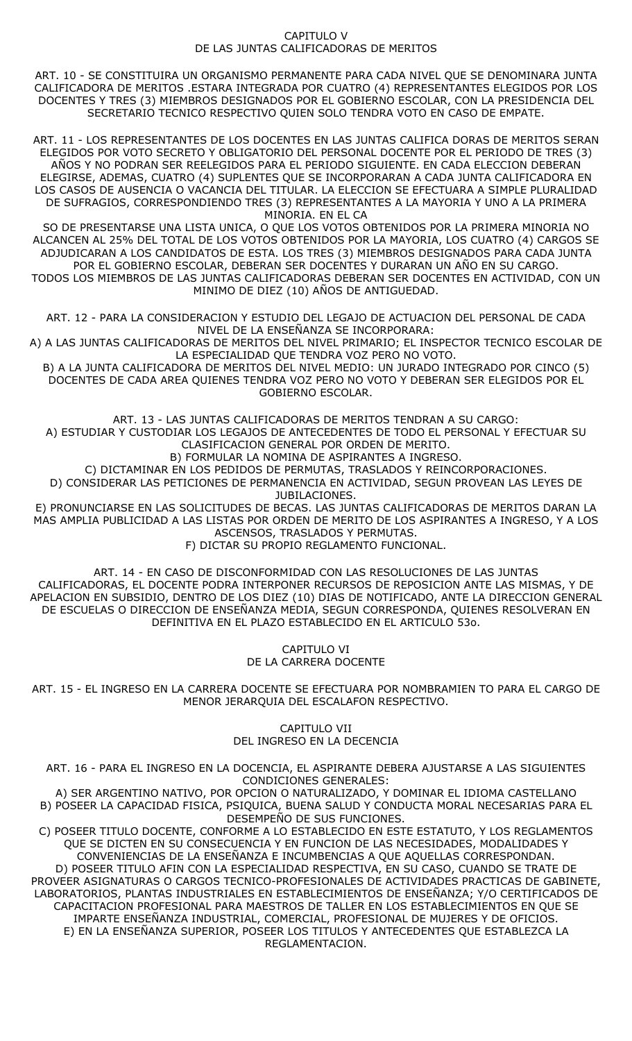## CAPITULO V
## DE LAS JUNTAS CALIFICADORAS DE MERITOS

ART. 10 - SE CONSTITUIRA UN ORGANISMO PERMANENTE PARA CADA NIVEL QUE SE DENOMINARA JUNTA CALIFICADORA DE MERITOS .ESTARA INTEGRADA POR CUATRO (4) REPRESENTANTES ELEGIDOS POR LOS DOCENTES Y TRES (3) MIEMBROS DESIGNADOS POR EL GOBIERNO ESCOLAR, CON LA PRESIDENCIA DEL SECRETARIO TECNICO RESPECTIVO QUIEN SOLO TENDRA VOTO EN CASO DE EMPATE.

ART. 11 - LOS REPRESENTANTES DE LOS DOCENTES EN LAS JUNTAS CALIFICA DORAS DE MERITOS SERAN ELEGIDOS POR VOTO SECRETO Y OBLIGATORIO DEL PERSONAL DOCENTE POR EL PERIODO DE TRES (3) AÑOS Y NO PODRAN SER REELEGIDOS PARA EL PERIODO SIGUIENTE. EN CADA ELECCION DEBERAN ELEGIRSE, ADEMAS, CUATRO (4) SUPLENTES QUE SE INCORPORARAN A CADA JUNTA CALIFICADORA EN LOS CASOS DE AUSENCIA O VACANCIA DEL TITULAR. LA ELECCION SE EFECTUARA A SIMPLE PLURALIDAD DE SUFRAGIOS, CORRESPONDIENDO TRES (3) REPRESENTANTES A LA MAYORIA Y UNO A LA PRIMERA MINORIA. EN EL CA
SO DE PRESENTARSE UNA LISTA UNICA, O QUE LOS VOTOS OBTENIDOS POR LA PRIMERA MINORIA NO ALCANCEN AL 25% DEL TOTAL DE LOS VOTOS OBTENIDOS POR LA MAYORIA, LOS CUATRO (4) CARGOS SE ADJUDICARAN A LOS CANDIDATOS DE ESTA. LOS TRES (3) MIEMBROS DESIGNADOS PARA CADA JUNTA POR EL GOBIERNO ESCOLAR, DEBERAN SER DOCENTES Y DURARAN UN AÑO EN SU CARGO.
TODOS LOS MIEMBROS DE LAS JUNTAS CALIFICADORAS DEBERAN SER DOCENTES EN ACTIVIDAD, CON UN MINIMO DE DIEZ (10) AÑOS DE ANTIGUEDAD.

ART. 12 - PARA LA CONSIDERACION Y ESTUDIO DEL LEGAJO DE ACTUACION DEL PERSONAL DE CADA NIVEL DE LA ENSEÑANZA SE INCORPORARA:
A) A LAS JUNTAS CALIFICADORAS DE MERITOS DEL NIVEL PRIMARIO; EL INSPECTOR TECNICO ESCOLAR DE LA ESPECIALIDAD QUE TENDRA VOZ PERO NO VOTO.
B) A LA JUNTA CALIFICADORA DE MERITOS DEL NIVEL MEDIO: UN JURADO INTEGRADO POR CINCO (5) DOCENTES DE CADA AREA QUIENES TENDRA VOZ PERO NO VOTO Y DEBERAN SER ELEGIDOS POR EL GOBIERNO ESCOLAR.

ART. 13 - LAS JUNTAS CALIFICADORAS DE MERITOS TENDRAN A SU CARGO:
A) ESTUDIAR Y CUSTODIAR LOS LEGAJOS DE ANTECEDENTES DE TODO EL PERSONAL Y EFECTUAR SU CLASIFICACION GENERAL POR ORDEN DE MERITO.
B) FORMULAR LA NOMINA DE ASPIRANTES A INGRESO.
C) DICTAMINAR EN LOS PEDIDOS DE PERMUTAS, TRASLADOS Y REINCORPORACIONES.
D) CONSIDERAR LAS PETICIONES DE PERMANENCIA EN ACTIVIDAD, SEGUN PROVEAN LAS LEYES DE JUBILACIONES.
E) PRONUNCIARSE EN LAS SOLICITUDES DE BECAS. LAS JUNTAS CALIFICADORAS DE MERITOS DARAN LA MAS AMPLIA PUBLICIDAD A LAS LISTAS POR ORDEN DE MERITO DE LOS ASPIRANTES A INGRESO, Y A LOS ASCENSOS, TRASLADOS Y PERMUTAS.
F) DICTAR SU PROPIO REGLAMENTO FUNCIONAL.

ART. 14 - EN CASO DE DISCONFORMIDAD CON LAS RESOLUCIONES DE LAS JUNTAS CALIFICADORAS, EL DOCENTE PODRA INTERPONER RECURSOS DE REPOSICION ANTE LAS MISMAS, Y DE APELACION EN SUBSIDIO, DENTRO DE LOS DIEZ (10) DIAS DE NOTIFICADO, ANTE LA DIRECCION GENERAL DE ESCUELAS O DIRECCION DE ENSEÑANZA MEDIA, SEGUN CORRESPONDA, QUIENES RESOLVERAN EN DEFINITIVA EN EL PLAZO ESTABLECIDO EN EL ARTICULO 53o.

## CAPITULO VI
## DE LA CARRERA DOCENTE

ART. 15 - EL INGRESO EN LA CARRERA DOCENTE SE EFECTUARA POR NOMBRAMIEN TO PARA EL CARGO DE MENOR JERARQUIA DEL ESCALAFON RESPECTIVO.

## CAPITULO VII
## DEL INGRESO EN LA DECENCIA

ART. 16 - PARA EL INGRESO EN LA DOCENCIA, EL ASPIRANTE DEBERA AJUSTARSE A LAS SIGUIENTES CONDICIONES GENERALES:
A) SER ARGENTINO NATIVO, POR OPCION O NATURALIZADO, Y DOMINAR EL IDIOMA CASTELLANO
B) POSEER LA CAPACIDAD FISICA, PSIQUICA, BUENA SALUD Y CONDUCTA MORAL NECESARIAS PARA EL DESEMPEÑO DE SUS FUNCIONES.
C) POSEER TITULO DOCENTE, CONFORME A LO ESTABLECIDO EN ESTE ESTATUTO, Y LOS REGLAMENTOS QUE SE DICTEN EN SU CONSECUENCIA Y EN FUNCION DE LAS NECESIDADES, MODALIDADES Y CONVENIENCIAS DE LA ENSEÑANZA E INCUMBENCIAS A QUE AQUELLAS CORRESPONDAN.
D) POSEER TITULO AFIN CON LA ESPECIALIDAD RESPECTIVA, EN SU CASO, CUANDO SE TRATE DE PROVEER ASIGNATURAS O CARGOS TECNICO-PROFESIONALES DE ACTIVIDADES PRACTICAS DE GABINETE, LABORATORIOS, PLANTAS INDUSTRIALES EN ESTABLECIMIENTOS DE ENSEÑANZA; Y/O CERTIFICADOS DE CAPACITACION PROFESIONAL PARA MAESTROS DE TALLER EN LOS ESTABLECIMIENTOS EN QUE SE IMPARTE ENSEÑANZA INDUSTRIAL, COMERCIAL, PROFESIONAL DE MUJERES Y DE OFICIOS.
E) EN LA ENSEÑANZA SUPERIOR, POSEER LOS TITULOS Y ANTECEDENTES QUE ESTABLEZCA LA REGLAMENTACION.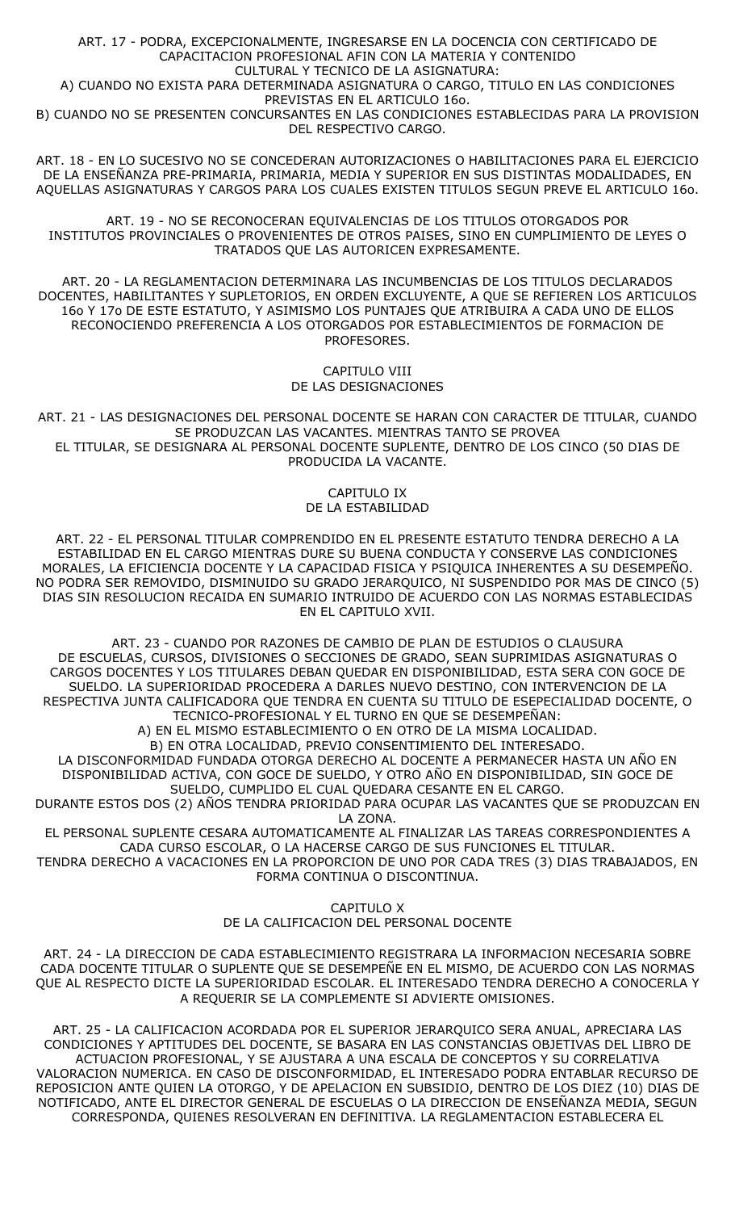ART. 17 - PODRA, EXCEPCIONALMENTE, INGRESARSE EN LA DOCENCIA CON CERTIFICADO DE CAPACITACION PROFESIONAL AFIN CON LA MATERIA Y CONTENIDO CULTURAL Y TECNICO DE LA ASIGNATURA:

A) CUANDO NO EXISTA PARA DETERMINADA ASIGNATURA O CARGO, TITULO EN LAS CONDICIONES PREVISTAS EN EL ARTICULO 16o.

B) CUANDO NO SE PRESENTEN CONCURSANTES EN LAS CONDICIONES ESTABLECIDAS PARA LA PROVISION DEL RESPECTIVO CARGO.

ART. 18 - EN LO SUCESIVO NO SE CONCEDERAN AUTORIZACIONES O HABILITACIONES PARA EL EJERCICIO DE LA ENSEÑANZA PRE-PRIMARIA, PRIMARIA, MEDIA Y SUPERIOR EN SUS DISTINTAS MODALIDADES, EN AQUELLAS ASIGNATURAS Y CARGOS PARA LOS CUALES EXISTEN TITULOS SEGUN PREVE EL ARTICULO 16o.

ART. 19 - NO SE RECONOCERAN EQUIVALENCIAS DE LOS TITULOS OTORGADOS POR INSTITUTOS PROVINCIALES O PROVENIENTES DE OTROS PAISES, SINO EN CUMPLIMIENTO DE LEYES O TRATADOS QUE LAS AUTORICEN EXPRESAMENTE.

ART. 20 - LA REGLAMENTACION DETERMINARA LAS INCUMBENCIAS DE LOS TITULOS DECLARADOS DOCENTES, HABILITANTES Y SUPLETORIOS, EN ORDEN EXCLUYENTE, A QUE SE REFIEREN LOS ARTICULOS 16o Y 17o DE ESTE ESTATUTO, Y ASIMISMO LOS PUNTAJES QUE ATRIBUIRA A CADA UNO DE ELLOS RECONOCIENDO PREFERENCIA A LOS OTORGADOS POR ESTABLECIMIENTOS DE FORMACION DE PROFESORES.

## CAPITULO VIII
## DE LAS DESIGNACIONES

ART. 21 - LAS DESIGNACIONES DEL PERSONAL DOCENTE SE HARAN CON CARACTER DE TITULAR, CUANDO SE PRODUZCAN LAS VACANTES. MIENTRAS TANTO SE PROVEA EL TITULAR, SE DESIGNARA AL PERSONAL DOCENTE SUPLENTE, DENTRO DE LOS CINCO (50 DIAS DE PRODUCIDA LA VACANTE.

## CAPITULO IX
## DE LA ESTABILIDAD

ART. 22 - EL PERSONAL TITULAR COMPRENDIDO EN EL PRESENTE ESTATUTO TENDRA DERECHO A LA ESTABILIDAD EN EL CARGO MIENTRAS DURE SU BUENA CONDUCTA Y CONSERVE LAS CONDICIONES MORALES, LA EFICIENCIA DOCENTE Y LA CAPACIDAD FISICA Y PSIQUICA INHERENTES A SU DESEMPEÑO. NO PODRA SER REMOVIDO, DISMINUIDO SU GRADO JERARQUICO, NI SUSPENDIDO POR MAS DE CINCO (5) DIAS SIN RESOLUCION RECAIDA EN SUMARIO INTRUIDO DE ACUERDO CON LAS NORMAS ESTABLECIDAS EN EL CAPITULO XVII.

ART. 23 - CUANDO POR RAZONES DE CAMBIO DE PLAN DE ESTUDIOS O CLAUSURA DE ESCUELAS, CURSOS, DIVISIONES O SECCIONES DE GRADO, SEAN SUPRIMIDAS ASIGNATURAS O CARGOS DOCENTES Y LOS TITULARES DEBAN QUEDAR EN DISPONIBILIDAD, ESTA SERA CON GOCE DE SUELDO. LA SUPERIORIDAD PROCEDERA A DARLES NUEVO DESTINO, CON INTERVENCION DE LA RESPECTIVA JUNTA CALIFICADORA QUE TENDRA EN CUENTA SU TITULO DE ESEPECIALIDAD DOCENTE, O TECNICO-PROFESIONAL Y EL TURNO EN QUE SE DESEMPEÑAN:

A) EN EL MISMO ESTABLECIMIENTO O EN OTRO DE LA MISMA LOCALIDAD.

B) EN OTRA LOCALIDAD, PREVIO CONSENTIMIENTO DEL INTERESADO.

LA DISCONFORMIDAD FUNDADA OTORGA DERECHO AL DOCENTE A PERMANECER HASTA UN AÑO EN DISPONIBILIDAD ACTIVA, CON GOCE DE SUELDO, Y OTRO AÑO EN DISPONIBILIDAD, SIN GOCE DE SUELDO, CUMPLIDO EL CUAL QUEDARA CESANTE EN EL CARGO.

DURANTE ESTOS DOS (2) AÑOS TENDRA PRIORIDAD PARA OCUPAR LAS VACANTES QUE SE PRODUZCAN EN LA ZONA.

EL PERSONAL SUPLENTE CESARA AUTOMATICAMENTE AL FINALIZAR LAS TAREAS CORRESPONDIENTES A CADA CURSO ESCOLAR, O LA HACERSE CARGO DE SUS FUNCIONES EL TITULAR.

TENDRA DERECHO A VACACIONES EN LA PROPORCION DE UNO POR CADA TRES (3) DIAS TRABAJADOS, EN FORMA CONTINUA O DISCONTINUA.

## CAPITULO X
## DE LA CALIFICACION DEL PERSONAL DOCENTE

ART. 24 - LA DIRECCION DE CADA ESTABLECIMIENTO REGISTRARA LA INFORMACION NECESARIA SOBRE CADA DOCENTE TITULAR O SUPLENTE QUE SE DESEMPEÑE EN EL MISMO, DE ACUERDO CON LAS NORMAS QUE AL RESPECTO DICTE LA SUPERIORIDAD ESCOLAR. EL INTERESADO TENDRA DERECHO A CONOCERLA Y A REQUERIR SE LA COMPLEMENTE SI ADVIERTE OMISIONES.

ART. 25 - LA CALIFICACION ACORDADA POR EL SUPERIOR JERARQUICO SERA ANUAL, APRECIARA LAS CONDICIONES Y APTITUDES DEL DOCENTE, SE BASARA EN LAS CONSTANCIAS OBJETIVAS DEL LIBRO DE ACTUACION PROFESIONAL, Y SE AJUSTARA A UNA ESCALA DE CONCEPTOS Y SU CORRELATIVA VALORACION NUMERICA. EN CASO DE DISCONFORMIDAD, EL INTERESADO PODRA ENTABLAR RECURSO DE REPOSICION ANTE QUIEN LA OTORGO, Y DE APELACION EN SUBSIDIO, DENTRO DE LOS DIEZ (10) DIAS DE NOTIFICADO, ANTE EL DIRECTOR GENERAL DE ESCUELAS O LA DIRECCION DE ENSEÑANZA MEDIA, SEGUN CORRESPONDA, QUIENES RESOLVERAN EN DEFINITIVA. LA REGLAMENTACION ESTABLECERA EL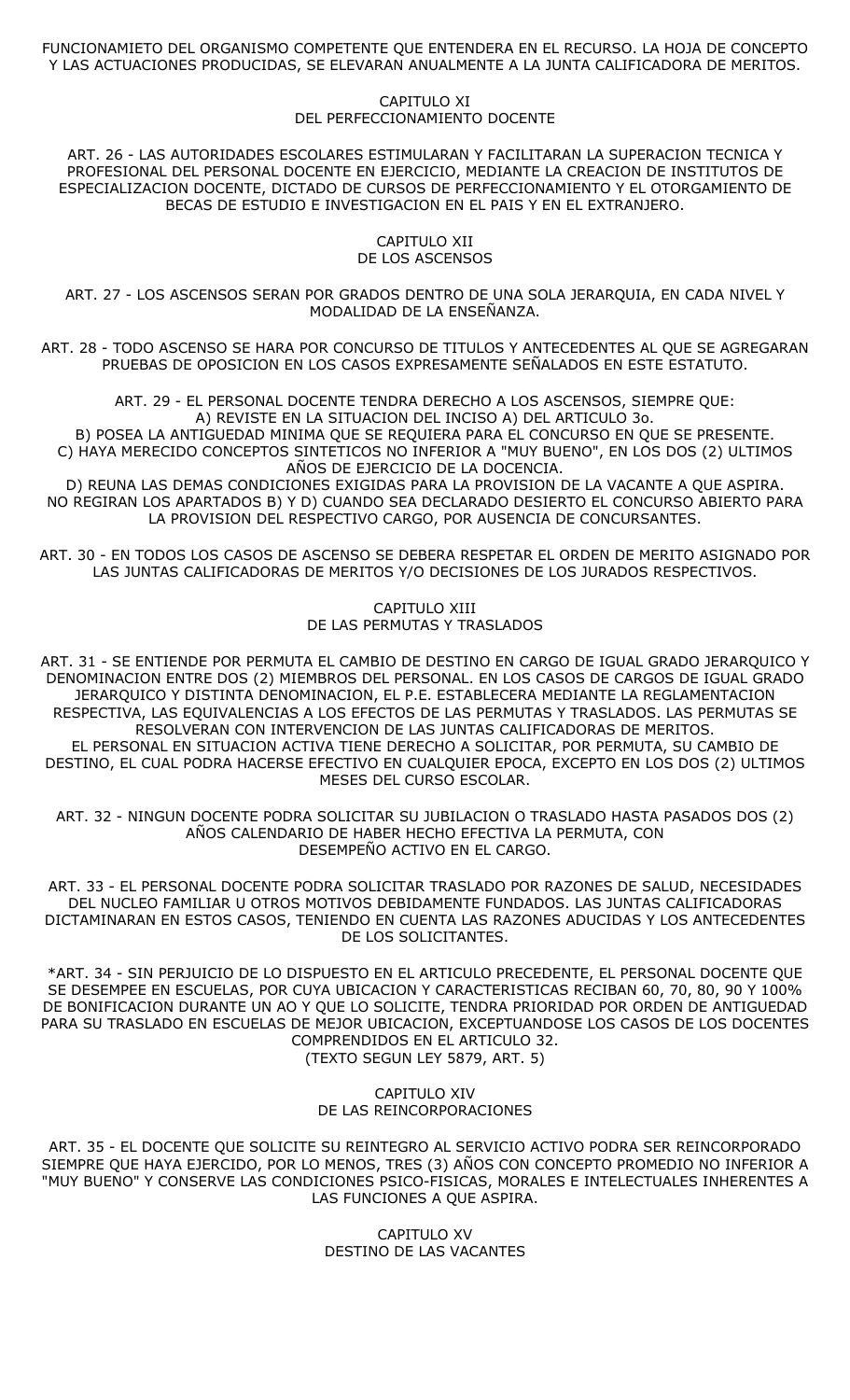FUNCIONAMIETO DEL ORGANISMO COMPETENTE QUE ENTENDERA EN EL RECURSO. LA HOJA DE CONCEPTO Y LAS ACTUACIONES PRODUCIDAS, SE ELEVARAN ANUALMENTE A LA JUNTA CALIFICADORA DE MERITOS.

## CAPITULO XI
## DEL PERFECCIONAMIENTO DOCENTE

ART. 26 - LAS AUTORIDADES ESCOLARES ESTIMULARAN Y FACILITARAN LA SUPERACION TECNICA Y PROFESIONAL DEL PERSONAL DOCENTE EN EJERCICIO, MEDIANTE LA CREACION DE INSTITUTOS DE ESPECIALIZACION DOCENTE, DICTADO DE CURSOS DE PERFECCIONAMIENTO Y EL OTORGAMIENTO DE BECAS DE ESTUDIO E INVESTIGACION EN EL PAIS Y EN EL EXTRANJERO.

## CAPITULO XII
## DE LOS ASCENSOS

ART. 27 - LOS ASCENSOS SERAN POR GRADOS DENTRO DE UNA SOLA JERARQUIA, EN CADA NIVEL Y MODALIDAD DE LA ENSEÑANZA.

ART. 28 - TODO ASCENSO SE HARA POR CONCURSO DE TITULOS Y ANTECEDENTES AL QUE SE AGREGARAN PRUEBAS DE OPOSICION EN LOS CASOS EXPRESAMENTE SEÑALADOS EN ESTE ESTATUTO.

ART. 29 - EL PERSONAL DOCENTE TENDRA DERECHO A LOS ASCENSOS, SIEMPRE QUE:
A) REVISTE EN LA SITUACION DEL INCISO A) DEL ARTICULO 3o.
B) POSEA LA ANTIGUEDAD MINIMA QUE SE REQUIERA PARA EL CONCURSO EN QUE SE PRESENTE.
C) HAYA MERECIDO CONCEPTOS SINTETICOS NO INFERIOR A "MUY BUENO", EN LOS DOS (2) ULTIMOS AÑOS DE EJERCICIO DE LA DOCENCIA.
D) REUNA LAS DEMAS CONDICIONES EXIGIDAS PARA LA PROVISION DE LA VACANTE A QUE ASPIRA.
NO REGIRAN LOS APARTADOS B) Y D) CUANDO SEA DECLARADO DESIERTO EL CONCURSO ABIERTO PARA LA PROVISION DEL RESPECTIVO CARGO, POR AUSENCIA DE CONCURSANTES.

ART. 30 - EN TODOS LOS CASOS DE ASCENSO SE DEBERA RESPETAR EL ORDEN DE MERITO ASIGNADO POR LAS JUNTAS CALIFICADORAS DE MERITOS Y/O DECISIONES DE LOS JURADOS RESPECTIVOS.

## CAPITULO XIII
## DE LAS PERMUTAS Y TRASLADOS

ART. 31 - SE ENTIENDE POR PERMUTA EL CAMBIO DE DESTINO EN CARGO DE IGUAL GRADO JERARQUICO Y DENOMINACION ENTRE DOS (2) MIEMBROS DEL PERSONAL. EN LOS CASOS DE CARGOS DE IGUAL GRADO JERARQUICO Y DISTINTA DENOMINACION, EL P.E. ESTABLECERA MEDIANTE LA REGLAMENTACION RESPECTIVA, LAS EQUIVALENCIAS A LOS EFECTOS DE LAS PERMUTAS Y TRASLADOS. LAS PERMUTAS SE RESOLVERAN CON INTERVENCION DE LAS JUNTAS CALIFICADORAS DE MERITOS.
EL PERSONAL EN SITUACION ACTIVA TIENE DERECHO A SOLICITAR, POR PERMUTA, SU CAMBIO DE DESTINO, EL CUAL PODRA HACERSE EFECTIVO EN CUALQUIER EPOCA, EXCEPTO EN LOS DOS (2) ULTIMOS MESES DEL CURSO ESCOLAR.

ART. 32 - NINGUN DOCENTE PODRA SOLICITAR SU JUBILACION O TRASLADO HASTA PASADOS DOS (2) AÑOS CALENDARIO DE HABER HECHO EFECTIVA LA PERMUTA, CON DESEMPEÑO ACTIVO EN EL CARGO.

ART. 33 - EL PERSONAL DOCENTE PODRA SOLICITAR TRASLADO POR RAZONES DE SALUD, NECESIDADES DEL NUCLEO FAMILIAR U OTROS MOTIVOS DEBIDAMENTE FUNDADOS. LAS JUNTAS CALIFICADORAS DICTAMINARAN EN ESTOS CASOS, TENIENDO EN CUENTA LAS RAZONES ADUCIDAS Y LOS ANTECEDENTES DE LOS SOLICITANTES.

*ART. 34 - SIN PERJUICIO DE LO DISPUESTO EN EL ARTICULO PRECEDENTE, EL PERSONAL DOCENTE QUE SE DESEMPEE EN ESCUELAS, POR CUYA UBICACION Y CARACTERISTICAS RECIBAN 60, 70, 80, 90 Y 100% DE BONIFICACION DURANTE UN AO Y QUE LO SOLICITE, TENDRA PRIORIDAD POR ORDEN DE ANTIGUEDAD PARA SU TRASLADO EN ESCUELAS DE MEJOR UBICACION, EXCEPTUANDOSE LOS CASOS DE LOS DOCENTES COMPRENDIDOS EN EL ARTICULO 32.
(TEXTO SEGUN LEY 5879, ART. 5)

## CAPITULO XIV
## DE LAS REINCORPORACIONES

ART. 35 - EL DOCENTE QUE SOLICITE SU REINTEGRO AL SERVICIO ACTIVO PODRA SER REINCORPORADO SIEMPRE QUE HAYA EJERCIDO, POR LO MENOS, TRES (3) AÑOS CON CONCEPTO PROMEDIO NO INFERIOR A "MUY BUENO" Y CONSERVE LAS CONDICIONES PSICO-FISICAS, MORALES E INTELECTUALES INHERENTES A LAS FUNCIONES A QUE ASPIRA.

## CAPITULO XV
## DESTINO DE LAS VACANTES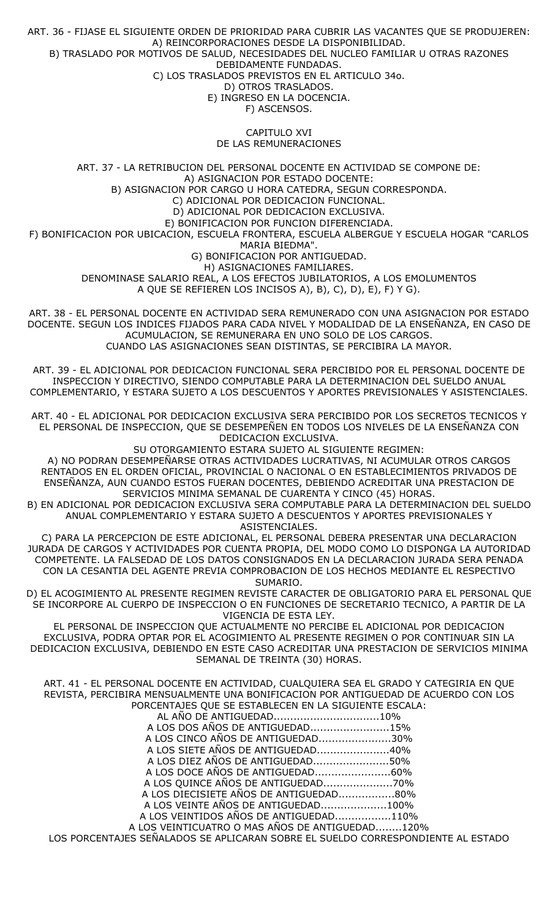ART. 36 - FIJASE EL SIGUIENTE ORDEN DE PRIORIDAD PARA CUBRIR LAS VACANTES QUE SE PRODUJEREN:
A) REINCORPORACIONES DESDE LA DISPONIBILIDAD.
B) TRASLADO POR MOTIVOS DE SALUD, NECESIDADES DEL NUCLEO FAMILIAR U OTRAS RAZONES DEBIDAMENTE FUNDADAS.
C) LOS TRASLADOS PREVISTOS EN EL ARTICULO 34o.
D) OTROS TRASLADOS.
E) INGRESO EN LA DOCENCIA.
F) ASCENSOS.

## CAPITULO XVI
## DE LAS REMUNERACIONES

ART. 37 - LA RETRIBUCION DEL PERSONAL DOCENTE EN ACTIVIDAD SE COMPONE DE:
A) ASIGNACION POR ESTADO DOCENTE:
B) ASIGNACION POR CARGO U HORA CATEDRA, SEGUN CORRESPONDA.
C) ADICIONAL POR DEDICACION FUNCIONAL.
D) ADICIONAL POR DEDICACION EXCLUSIVA.
E) BONIFICACION POR FUNCION DIFERENCIADA.
F) BONIFICACION POR UBICACION, ESCUELA FRONTERA, ESCUELA ALBERGUE Y ESCUELA HOGAR "CARLOS MARIA BIEDMA".
G) BONIFICACION POR ANTIGUEDAD.
H) ASIGNACIONES FAMILIARES.
DENOMINASE SALARIO REAL, A LOS EFECTOS JUBILATORIOS, A LOS EMOLUMENTOS A QUE SE REFIEREN LOS INCISOS A), B), C), D), E), F) Y G).

ART. 38 - EL PERSONAL DOCENTE EN ACTIVIDAD SERA REMUNERADO CON UNA ASIGNACION POR ESTADO DOCENTE. SEGUN LOS INDICES FIJADOS PARA CADA NIVEL Y MODALIDAD DE LA ENSEÑANZA, EN CASO DE ACUMULACION, SE REMUNERARA EN UNO SOLO DE LOS CARGOS.
CUANDO LAS ASIGNACIONES SEAN DISTINTAS, SE PERCIBIRA LA MAYOR.

ART. 39 - EL ADICIONAL POR DEDICACION FUNCIONAL SERA PERCIBIDO POR EL PERSONAL DOCENTE DE INSPECCION Y DIRECTIVO, SIENDO COMPUTABLE PARA LA DETERMINACION DEL SUELDO ANUAL COMPLEMENTARIO, Y ESTARA SUJETO A LOS DESCUENTOS Y APORTES PREVISIONALES Y ASISTENCIALES.

ART. 40 - EL ADICIONAL POR DEDICACION EXCLUSIVA SERA PERCIBIDO POR LOS SECRETOS TECNICOS Y EL PERSONAL DE INSPECCION, QUE SE DESEMPEÑEN EN TODOS LOS NIVELES DE LA ENSEÑANZA CON DEDICACION EXCLUSIVA.
SU OTORGAMIENTO ESTARA SUJETO AL SIGUIENTE REGIMEN:
A) NO PODRAN DESEMPEÑARSE OTRAS ACTIVIDADES LUCRATIVAS, NI ACUMULAR OTROS CARGOS RENTADOS EN EL ORDEN OFICIAL, PROVINCIAL O NACIONAL O EN ESTABLECIMIENTOS PRIVADOS DE ENSEÑANZA, AUN CUANDO ESTOS FUERAN DOCENTES, DEBIENDO ACREDITAR UNA PRESTACION DE SERVICIOS MINIMA SEMANAL DE CUARENTA Y CINCO (45) HORAS.
B) EN ADICIONAL POR DEDICACION EXCLUSIVA SERA COMPUTABLE PARA LA DETERMINACION DEL SUELDO ANUAL COMPLEMENTARIO Y ESTARA SUJETO A DESCUENTOS Y APORTES PREVISIONALES Y ASISTENCIALES.
C) PARA LA PERCEPCION DE ESTE ADICIONAL, EL PERSONAL DEBERA PRESENTAR UNA DECLARACION JURADA DE CARGOS Y ACTIVIDADES POR CUENTA PROPIA, DEL MODO COMO LO DISPONGA LA AUTORIDAD COMPETENTE. LA FALSEDAD DE LOS DATOS CONSIGNADOS EN LA DECLARACION JURADA SERA PENADA CON LA CESANTIA DEL AGENTE PREVIA COMPROBACION DE LOS HECHOS MEDIANTE EL RESPECTIVO SUMARIO.
D) EL ACOGIMIENTO AL PRESENTE REGIMEN REVISTE CARACTER DE OBLIGATORIO PARA EL PERSONAL QUE SE INCORPORE AL CUERPO DE INSPECCION O EN FUNCIONES DE SECRETARIO TECNICO, A PARTIR DE LA VIGENCIA DE ESTA LEY.
EL PERSONAL DE INSPECCION QUE ACTUALMENTE NO PERCIBE EL ADICIONAL POR DEDICACION EXCLUSIVA, PODRA OPTAR POR EL ACOGIMIENTO AL PRESENTE REGIMEN O POR CONTINUAR SIN LA DEDICACION EXCLUSIVA, DEBIENDO EN ESTE CASO ACREDITAR UNA PRESTACION DE SERVICIOS MINIMA SEMANAL DE TREINTA (30) HORAS.

ART. 41 - EL PERSONAL DOCENTE EN ACTIVIDAD, CUALQUIERA SEA EL GRADO Y CATEGIRIA EN QUE REVISTA, PERCIBIRA MENSUALMENTE UNA BONIFICACION POR ANTIGUEDAD DE ACUERDO CON LOS PORCENTAJES QUE SE ESTABLECEN EN LA SIGUIENTE ESCALA:

AL AÑO DE ANTIGUEDAD................................10%
A LOS DOS AÑOS DE ANTIGUEDAD........................15%
A LOS CINCO AÑOS DE ANTIGUEDAD......................30%
A LOS SIETE AÑOS DE ANTIGUEDAD......................40%
A LOS DIEZ AÑOS DE ANTIGUEDAD.......................50%
A LOS DOCE AÑOS DE ANTIGUEDAD.......................60%
A LOS QUINCE AÑOS DE ANTIGUEDAD.....................70%
A LOS DIECISIETE AÑOS DE ANTIGUEDAD.................80%
A LOS VEINTE AÑOS DE ANTIGUEDAD....................100%
A LOS VEINTIDOS AÑOS DE ANTIGUEDAD.................110%
A LOS VEINTICUATRO O MAS AÑOS DE ANTIGUEDAD........120%

LOS PORCENTAJES SEÑALADOS SE APLICARAN SOBRE EL SUELDO CORRESPONDIENTE AL ESTADO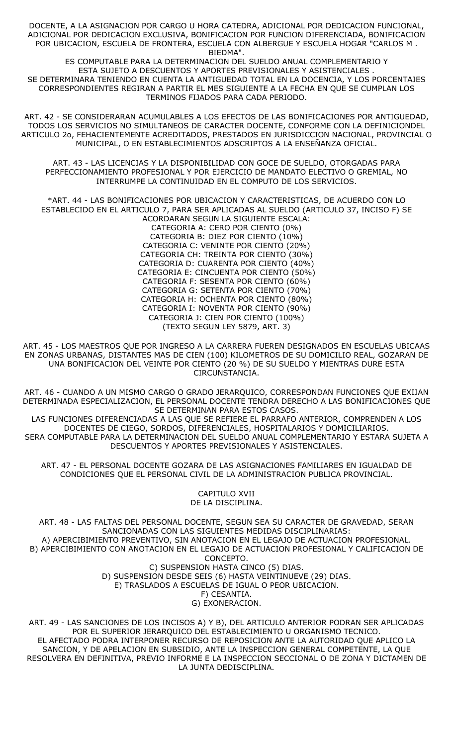DOCENTE, A LA ASIGNACION POR CARGO U HORA CATEDRA, ADICIONAL POR DEDICACION FUNCIONAL, ADICIONAL POR DEDICACION EXCLUSIVA, BONIFICACION POR FUNCION DIFERENCIADA, BONIFICACION POR UBICACION, ESCUELA DE FRONTERA, ESCUELA CON ALBERGUE Y ESCUELA HOGAR "CARLOS M . BIEDMA".
ES COMPUTABLE PARA LA DETERMINACION DEL SUELDO ANUAL COMPLEMENTARIO Y ESTA SUJETO A DESCUENTOS Y APORTES PREVISIONALES Y ASISTENCIALES .
SE DETERMINARA TENIENDO EN CUENTA LA ANTIGUEDAD TOTAL EN LA DOCENCIA, Y LOS PORCENTAJES CORRESPONDIENTES REGIRAN A PARTIR EL MES SIGUIENTE A LA FECHA EN QUE SE CUMPLAN LOS TERMINOS FIJADOS PARA CADA PERIODO.

ART. 42 - SE CONSIDERARAN ACUMULABLES A LOS EFECTOS DE LAS BONIFICACIONES POR ANTIGUEDAD, TODOS LOS SERVICIOS NO SIMULTANEOS DE CARACTER DOCENTE, CONFORME CON LA DEFINICIONDEL ARTICULO 2o, FEHACIENTEMENTE ACREDITADOS, PRESTADOS EN JURISDICCION NACIONAL, PROVINCIAL O MUNICIPAL, O EN ESTABLECIMIENTOS ADSCRIPTOS A LA ENSEÑANZA OFICIAL.

ART. 43 - LAS LICENCIAS Y LA DISPONIBILIDAD CON GOCE DE SUELDO, OTORGADAS PARA PERFECCIONAMIENTO PROFESIONAL Y POR EJERCICIO DE MANDATO ELECTIVO O GREMIAL, NO INTERRUMPE LA CONTINUIDAD EN EL COMPUTO DE LOS SERVICIOS.

*ART. 44 - LAS BONIFICACIONES POR UBICACION Y CARACTERISTICAS, DE ACUERDO CON LO ESTABLECIDO EN EL ARTICULO 7, PARA SER APLICADAS AL SUELDO (ARTICULO 37, INCISO F) SE ACORDARAN SEGUN LA SIGUIENTE ESCALA:
CATEGORIA A: CERO POR CIENTO (0%)
CATEGORIA B: DIEZ POR CIENTO (10%)
CATEGORIA C: VENINTE POR CIENTO (20%)
CATEGORIA CH: TREINTA POR CIENTO (30%)
CATEGORIA D: CUARENTA POR CIENTO (40%)
CATEGORIA E: CINCUENTA POR CIENTO (50%)
CATEGORIA F: SESENTA POR CIENTO (60%)
CATEGORIA G: SETENTA POR CIENTO (70%)
CATEGORIA H: OCHENTA POR CIENTO (80%)
CATEGORIA I: NOVENTA POR CIENTO (90%)
CATEGORIA J: CIEN POR CIENTO (100%)
(TEXTO SEGUN LEY 5879, ART. 3)

ART. 45 - LOS MAESTROS QUE POR INGRESO A LA CARRERA FUEREN DESIGNADOS EN ESCUELAS UBICAAS EN ZONAS URBANAS, DISTANTES MAS DE CIEN (100) KILOMETROS DE SU DOMICILIO REAL, GOZARAN DE UNA BONIFICACION DEL VEINTE POR CIENTO (20 %) DE SU SUELDO Y MIENTRAS DURE ESTA CIRCUNSTANCIA.

ART. 46 - CUANDO A UN MISMO CARGO O GRADO JERARQUICO, CORRESPONDAN FUNCIONES QUE EXIJAN DETERMINADA ESPECIALIZACION, EL PERSONAL DOCENTE TENDRA DERECHO A LAS BONIFICACIONES QUE SE DETERMINAN PARA ESTOS CASOS.
LAS FUNCIONES DIFERENCIADAS A LAS QUE SE REFIERE EL PARRAFO ANTERIOR, COMPRENDEN A LOS DOCENTES DE CIEGO, SORDOS, DIFERENCIALES, HOSPITALARIOS Y DOMICILIARIOS.
SERA COMPUTABLE PARA LA DETERMINACION DEL SUELDO ANUAL COMPLEMENTARIO Y ESTARA SUJETA A DESCUENTOS Y APORTES PREVISIONALES Y ASISTENCIALES.

ART. 47 - EL PERSONAL DOCENTE GOZARA DE LAS ASIGNACIONES FAMILIARES EN IGUALDAD DE CONDICIONES QUE EL PERSONAL CIVIL DE LA ADMINISTRACION PUBLICA PROVINCIAL.

## CAPITULO XVII
## DE LA DISCIPLINA.

ART. 48 - LAS FALTAS DEL PERSONAL DOCENTE, SEGUN SEA SU CARACTER DE GRAVEDAD, SERAN SANCIONADAS CON LAS SIGUIENTES MEDIDAS DISCIPLINARIAS:
A) APERCIBIMIENTO PREVENTIVO, SIN ANOTACION EN EL LEGAJO DE ACTUACION PROFESIONAL.
B) APERCIBIMIENTO CON ANOTACION EN EL LEGAJO DE ACTUACION PROFESIONAL Y CALIFICACION DE CONCEPTO.
C) SUSPENSION HASTA CINCO (5) DIAS.
D) SUSPENSION DESDE SEIS (6) HASTA VEINTINUEVE (29) DIAS.
E) TRASLADOS A ESCUELAS DE IGUAL O PEOR UBICACION.
F) CESANTIA.
G) EXONERACION.

ART. 49 - LAS SANCIONES DE LOS INCISOS A) Y B), DEL ARTICULO ANTERIOR PODRAN SER APLICADAS POR EL SUPERIOR JERARQUICO DEL ESTABLECIMIENTO U ORGANISMO TECNICO.
EL AFECTADO PODRA INTERPONER RECURSO DE REPOSICION ANTE LA AUTORIDAD QUE APLICO LA SANCION, Y DE APELACION EN SUBSIDIO, ANTE LA INSPECCION GENERAL COMPETENTE, LA QUE RESOLVERA EN DEFINITIVA, PREVIO INFORME E LA INSPECCION SECCIONAL O DE ZONA Y DICTAMEN DE LA JUNTA DEDISCIPLINA.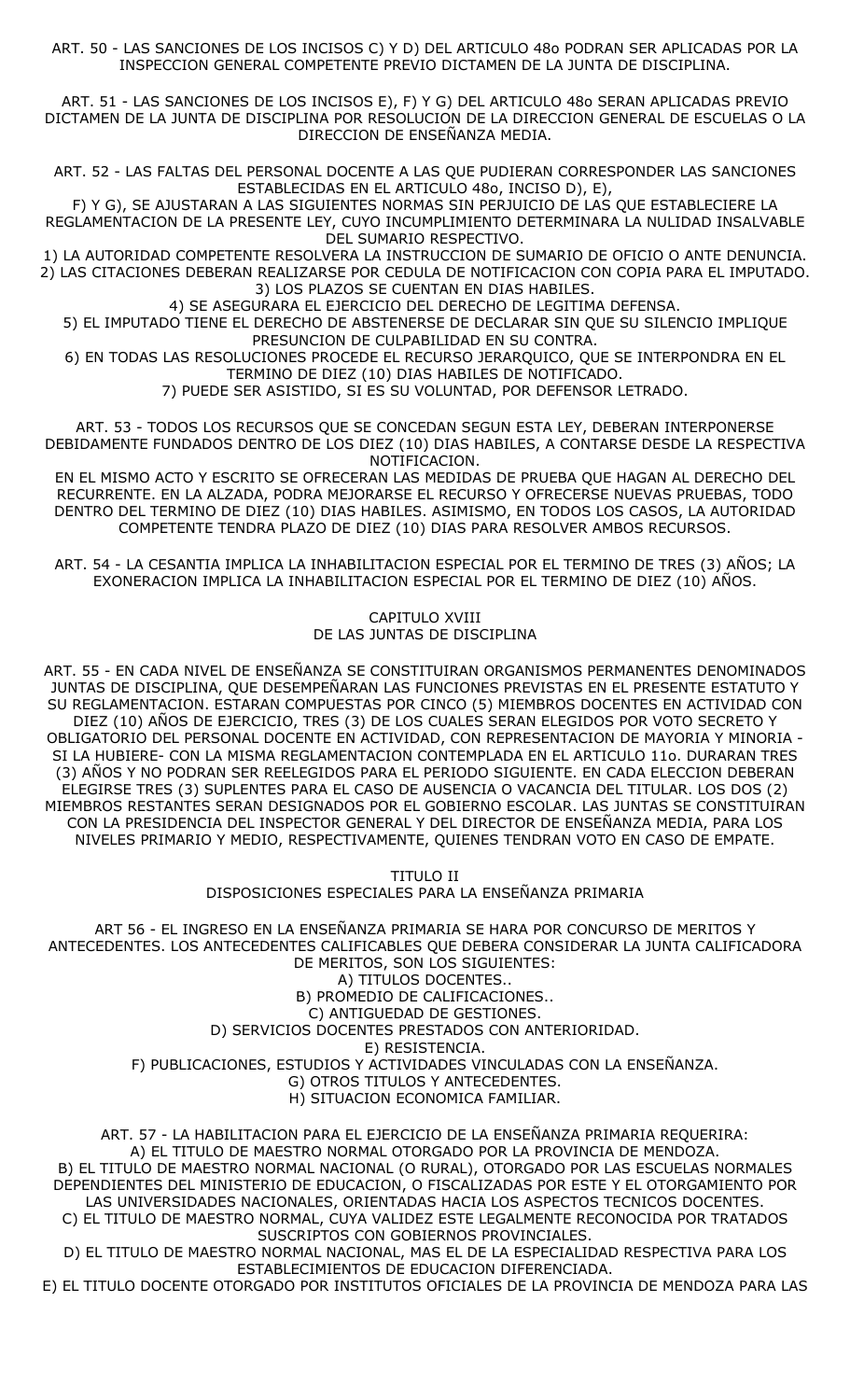ART. 50 - LAS SANCIONES DE LOS INCISOS C) Y D) DEL ARTICULO 48o PODRAN SER APLICADAS POR LA INSPECCION GENERAL COMPETENTE PREVIO DICTAMEN DE LA JUNTA DE DISCIPLINA.

ART. 51 - LAS SANCIONES DE LOS INCISOS E), F) Y G) DEL ARTICULO 48o SERAN APLICADAS PREVIO DICTAMEN DE LA JUNTA DE DISCIPLINA POR RESOLUCION DE LA DIRECCION GENERAL DE ESCUELAS O LA DIRECCION DE ENSEÑANZA MEDIA.

ART. 52 - LAS FALTAS DEL PERSONAL DOCENTE A LAS QUE PUDIERAN CORRESPONDER LAS SANCIONES ESTABLECIDAS EN EL ARTICULO 48o, INCISO D), E), F) Y G), SE AJUSTARAN A LAS SIGUIENTES NORMAS SIN PERJUICIO DE LAS QUE ESTABLECIERE LA REGLAMENTACION DE LA PRESENTE LEY, CUYO INCUMPLIMIENTO DETERMINARA LA NULIDAD INSALVABLE DEL SUMARIO RESPECTIVO.

1) LA AUTORIDAD COMPETENTE RESOLVERA LA INSTRUCCION DE SUMARIO DE OFICIO O ANTE DENUNCIA.
2) LAS CITACIONES DEBERAN REALIZARSE POR CEDULA DE NOTIFICACION CON COPIA PARA EL IMPUTADO.
3) LOS PLAZOS SE CUENTAN EN DIAS HABILES.
4) SE ASEGURARA EL EJERCICIO DEL DERECHO DE LEGITIMA DEFENSA.
5) EL IMPUTADO TIENE EL DERECHO DE ABSTENERSE DE DECLARAR SIN QUE SU SILENCIO IMPLIQUE PRESUNCION DE CULPABILIDAD EN SU CONTRA.
6) EN TODAS LAS RESOLUCIONES PROCEDE EL RECURSO JERARQUICO, QUE SE INTERPONDRA EN EL TERMINO DE DIEZ (10) DIAS HABILES DE NOTIFICADO.
7) PUEDE SER ASISTIDO, SI ES SU VOLUNTAD, POR DEFENSOR LETRADO.

ART. 53 - TODOS LOS RECURSOS QUE SE CONCEDAN SEGUN ESTA LEY, DEBERAN INTERPONERSE DEBIDAMENTE FUNDADOS DENTRO DE LOS DIEZ (10) DIAS HABILES, A CONTARSE DESDE LA RESPECTIVA NOTIFICACION.
EN EL MISMO ACTO Y ESCRITO SE OFRECERAN LAS MEDIDAS DE PRUEBA QUE HAGAN AL DERECHO DEL RECURRENTE. EN LA ALZADA, PODRA MEJORARSE EL RECURSO Y OFRECERSE NUEVAS PRUEBAS, TODO DENTRO DEL TERMINO DE DIEZ (10) DIAS HABILES. ASIMISMO, EN TODOS LOS CASOS, LA AUTORIDAD COMPETENTE TENDRA PLAZO DE DIEZ (10) DIAS PARA RESOLVER AMBOS RECURSOS.

ART. 54 - LA CESANTIA IMPLICA LA INHABILITACION ESPECIAL POR EL TERMINO DE TRES (3) AÑOS; LA EXONERACION IMPLICA LA INHABILITACION ESPECIAL POR EL TERMINO DE DIEZ (10) AÑOS.

## CAPITULO XVIII
## DE LAS JUNTAS DE DISCIPLINA

ART. 55 - EN CADA NIVEL DE ENSEÑANZA SE CONSTITUIRAN ORGANISMOS PERMANENTES DENOMINADOS JUNTAS DE DISCIPLINA, QUE DESEMPEÑARAN LAS FUNCIONES PREVISTAS EN EL PRESENTE ESTATUTO Y SU REGLAMENTACION. ESTARAN COMPUESTAS POR CINCO (5) MIEMBROS DOCENTES EN ACTIVIDAD CON DIEZ (10) AÑOS DE EJERCICIO, TRES (3) DE LOS CUALES SERAN ELEGIDOS POR VOTO SECRETO Y OBLIGATORIO DEL PERSONAL DOCENTE EN ACTIVIDAD, CON REPRESENTACION DE MAYORIA Y MINORIA - SI LA HUBIERE- CON LA MISMA REGLAMENTACION CONTEMPLADA EN EL ARTICULO 11o. DURARAN TRES (3) AÑOS Y NO PODRAN SER REELEGIDOS PARA EL PERIODO SIGUIENTE. EN CADA ELECCION DEBERAN ELEGIRSE TRES (3) SUPLENTES PARA EL CASO DE AUSENCIA O VACANCIA DEL TITULAR. LOS DOS (2) MIEMBROS RESTANTES SERAN DESIGNADOS POR EL GOBIERNO ESCOLAR. LAS JUNTAS SE CONSTITUIRAN CON LA PRESIDENCIA DEL INSPECTOR GENERAL Y DEL DIRECTOR DE ENSEÑANZA MEDIA, PARA LOS NIVELES PRIMARIO Y MEDIO, RESPECTIVAMENTE, QUIENES TENDRAN VOTO EN CASO DE EMPATE.

# TITULO II
## DISPOSICIONES ESPECIALES PARA LA ENSEÑANZA PRIMARIA

ART 56 - EL INGRESO EN LA ENSEÑANZA PRIMARIA SE HARA POR CONCURSO DE MERITOS Y ANTECEDENTES. LOS ANTECEDENTES CALIFICABLES QUE DEBERA CONSIDERAR LA JUNTA CALIFICADORA DE MERITOS, SON LOS SIGUIENTES:

A) TITULOS DOCENTES..
B) PROMEDIO DE CALIFICACIONES..
C) ANTIGUEDAD DE GESTIONES.
D) SERVICIOS DOCENTES PRESTADOS CON ANTERIORIDAD.
E) RESISTENCIA.
F) PUBLICACIONES, ESTUDIOS Y ACTIVIDADES VINCULADAS CON LA ENSEÑANZA.
G) OTROS TITULOS Y ANTECEDENTES.
H) SITUACION ECONOMICA FAMILIAR.

ART. 57 - LA HABILITACION PARA EL EJERCICIO DE LA ENSEÑANZA PRIMARIA REQUERIRA:

A) EL TITULO DE MAESTRO NORMAL OTORGADO POR LA PROVINCIA DE MENDOZA.
B) EL TITULO DE MAESTRO NORMAL NACIONAL (O RURAL), OTORGADO POR LAS ESCUELAS NORMALES DEPENDIENTES DEL MINISTERIO DE EDUCACION, O FISCALIZADAS POR ESTE Y EL OTORGAMIENTO POR LAS UNIVERSIDADES NACIONALES, ORIENTADAS HACIA LOS ASPECTOS TECNICOS DOCENTES.
C) EL TITULO DE MAESTRO NORMAL, CUYA VALIDEZ ESTE LEGALMENTE RECONOCIDA POR TRATADOS SUSCRIPTOS CON GOBIERNOS PROVINCIALES.
D) EL TITULO DE MAESTRO NORMAL NACIONAL, MAS EL DE LA ESPECIALIDAD RESPECTIVA PARA LOS ESTABLECIMIENTOS DE EDUCACION DIFERENCIADA.
E) EL TITULO DOCENTE OTORGADO POR INSTITUTOS OFICIALES DE LA PROVINCIA DE MENDOZA PARA LAS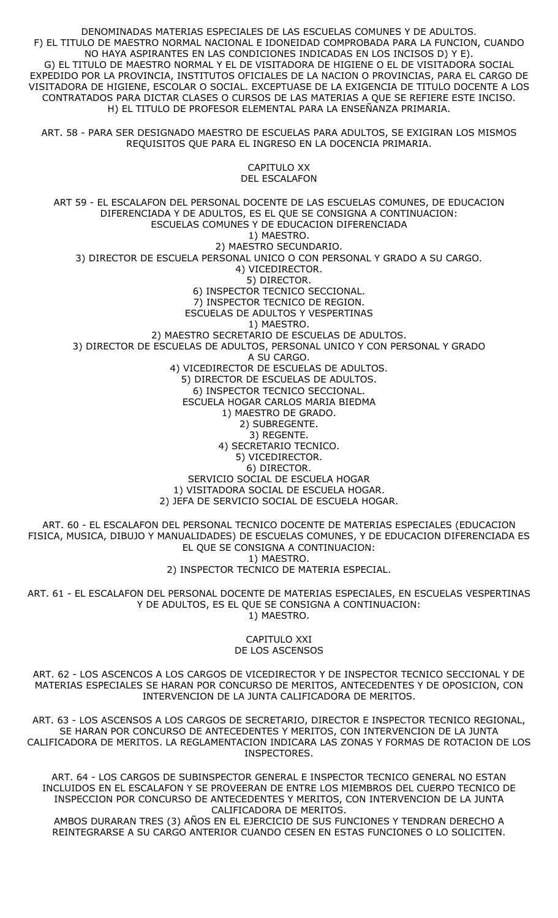DENOMINADAS MATERIAS ESPECIALES DE LAS ESCUELAS COMUNES Y DE ADULTOS.
F) EL TITULO DE MAESTRO NORMAL NACIONAL E IDONEIDAD COMPROBADA PARA LA FUNCION, CUANDO NO HAYA ASPIRANTES EN LAS CONDICIONES INDICADAS EN LOS INCISOS D) Y E).
G) EL TITULO DE MAESTRO NORMAL Y EL DE VISITADORA DE HIGIENE O EL DE VISITADORA SOCIAL EXPEDIDO POR LA PROVINCIA, INSTITUTOS OFICIALES DE LA NACION O PROVINCIAS, PARA EL CARGO DE VISITADORA DE HIGIENE, ESCOLAR O SOCIAL. EXCEPTUASE DE LA EXIGENCIA DE TITULO DOCENTE A LOS CONTRATADOS PARA DICTAR CLASES O CURSOS DE LAS MATERIAS A QUE SE REFIERE ESTE INCISO.
H) EL TITULO DE PROFESOR ELEMENTAL PARA LA ENSEÑANZA PRIMARIA.

ART. 58 - PARA SER DESIGNADO MAESTRO DE ESCUELAS PARA ADULTOS, SE EXIGIRAN LOS MISMOS REQUISITOS QUE PARA EL INGRESO EN LA DOCENCIA PRIMARIA.

## CAPITULO XX
## DEL ESCALAFON

ART 59 - EL ESCALAFON DEL PERSONAL DOCENTE DE LAS ESCUELAS COMUNES, DE EDUCACION DIFERENCIADA Y DE ADULTOS, ES EL QUE SE CONSIGNA A CONTINUACION:

ESCUELAS COMUNES Y DE EDUCACION DIFERENCIADA

1) MAESTRO.
2) MAESTRO SECUNDARIO.
3) DIRECTOR DE ESCUELA PERSONAL UNICO O CON PERSONAL Y GRADO A SU CARGO.
4) VICEDIRECTOR.
5) DIRECTOR.
6) INSPECTOR TECNICO SECCIONAL.
7) INSPECTOR TECNICO DE REGION.

ESCUELAS DE ADULTOS Y VESPERTINAS

1) MAESTRO.
2) MAESTRO SECRETARIO DE ESCUELAS DE ADULTOS.
3) DIRECTOR DE ESCUELAS DE ADULTOS, PERSONAL UNICO Y CON PERSONAL Y GRADO A SU CARGO.
4) VICEDIRECTOR DE ESCUELAS DE ADULTOS.
5) DIRECTOR DE ESCUELAS DE ADULTOS.
6) INSPECTOR TECNICO SECCIONAL.

ESCUELA HOGAR CARLOS MARIA BIEDMA

1) MAESTRO DE GRADO.
2) SUBREGENTE.
3) REGENTE.
4) SECRETARIO TECNICO.
5) VICEDIRECTOR.
6) DIRECTOR.

SERVICIO SOCIAL DE ESCUELA HOGAR

1) VISITADORA SOCIAL DE ESCUELA HOGAR.
2) JEFA DE SERVICIO SOCIAL DE ESCUELA HOGAR.

ART. 60 - EL ESCALAFON DEL PERSONAL TECNICO DOCENTE DE MATERIAS ESPECIALES (EDUCACION FISICA, MUSICA, DIBUJO Y MANUALIDADES) DE ESCUELAS COMUNES, Y DE EDUCACION DIFERENCIADA ES EL QUE SE CONSIGNA A CONTINUACION:

1) MAESTRO.
2) INSPECTOR TECNICO DE MATERIA ESPECIAL.

ART. 61 - EL ESCALAFON DEL PERSONAL DOCENTE DE MATERIAS ESPECIALES, EN ESCUELAS VESPERTINAS Y DE ADULTOS, ES EL QUE SE CONSIGNA A CONTINUACION:

1) MAESTRO.

## CAPITULO XXI
## DE LOS ASCENSOS

ART. 62 - LOS ASCENCOS A LOS CARGOS DE VICEDIRECTOR Y DE INSPECTOR TECNICO SECCIONAL Y DE MATERIAS ESPECIALES SE HARAN POR CONCURSO DE MERITOS, ANTECEDENTES Y DE OPOSICION, CON INTERVENCION DE LA JUNTA CALIFICADORA DE MERITOS.

ART. 63 - LOS ASCENSOS A LOS CARGOS DE SECRETARIO, DIRECTOR E INSPECTOR TECNICO REGIONAL, SE HARAN POR CONCURSO DE ANTECEDENTES Y MERITOS, CON INTERVENCION DE LA JUNTA CALIFICADORA DE MERITOS. LA REGLAMENTACION INDICARA LAS ZONAS Y FORMAS DE ROTACION DE LOS INSPECTORES.

ART. 64 - LOS CARGOS DE SUBINSPECTOR GENERAL E INSPECTOR TECNICO GENERAL NO ESTAN INCLUIDOS EN EL ESCALAFON Y SE PROVEERAN DE ENTRE LOS MIEMBROS DEL CUERPO TECNICO DE INSPECCION POR CONCURSO DE ANTECEDENTES Y MERITOS, CON INTERVENCION DE LA JUNTA CALIFICADORA DE MERITOS.
AMBOS DURARAN TRES (3) AÑOS EN EL EJERCICIO DE SUS FUNCIONES Y TENDRAN DERECHO A REINTEGRARSE A SU CARGO ANTERIOR CUANDO CESEN EN ESTAS FUNCIONES O LO SOLICITEN.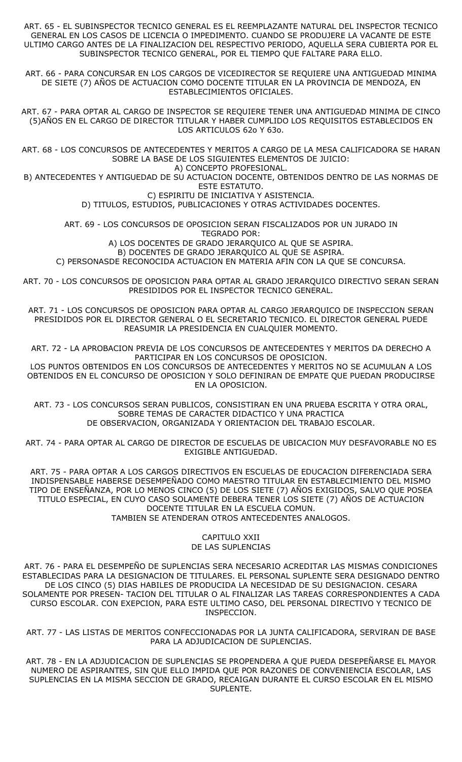ART. 65 - EL SUBINSPECTOR TECNICO GENERAL ES EL REEMPLAZANTE NATURAL DEL INSPECTOR TECNICO GENERAL EN LOS CASOS DE LICENCIA O IMPEDIMENTO. CUANDO SE PRODUJERE LA VACANTE DE ESTE ULTIMO CARGO ANTES DE LA FINALIZACION DEL RESPECTIVO PERIODO, AQUELLA SERA CUBIERTA POR EL SUBINSPECTOR TECNICO GENERAL, POR EL TIEMPO QUE FALTARE PARA ELLO.

ART. 66 - PARA CONCURSAR EN LOS CARGOS DE VICEDIRECTOR SE REQUIERE UNA ANTIGUEDAD MINIMA DE SIETE (7) AÑOS DE ACTUACION COMO DOCENTE TITULAR EN LA PROVINCIA DE MENDOZA, EN ESTABLECIMIENTOS OFICIALES.

ART. 67 - PARA OPTAR AL CARGO DE INSPECTOR SE REQUIERE TENER UNA ANTIGUEDAD MINIMA DE CINCO (5)AÑOS EN EL CARGO DE DIRECTOR TITULAR Y HABER CUMPLIDO LOS REQUISITOS ESTABLECIDOS EN LOS ARTICULOS 62o Y 63o.

ART. 68 - LOS CONCURSOS DE ANTECEDENTES Y MERITOS A CARGO DE LA MESA CALIFICADORA SE HARAN SOBRE LA BASE DE LOS SIGUIENTES ELEMENTOS DE JUICIO:
A) CONCEPTO PROFESIONAL.
B) ANTECEDENTES Y ANTIGUEDAD DE SU ACTUACION DOCENTE, OBTENIDOS DENTRO DE LAS NORMAS DE ESTE ESTATUTO.
C) ESPIRITU DE INICIATIVA Y ASISTENCIA.
D) TITULOS, ESTUDIOS, PUBLICACIONES Y OTRAS ACTIVIDADES DOCENTES.

ART. 69 - LOS CONCURSOS DE OPOSICION SERAN FISCALIZADOS POR UN JURADO IN TEGRADO POR:
A) LOS DOCENTES DE GRADO JERARQUICO AL QUE SE ASPIRA.
B) DOCENTES DE GRADO JERARQUICO AL QUE SE ASPIRA.
C) PERSONASDE RECONOCIDA ACTUACION EN MATERIA AFIN CON LA QUE SE CONCURSA.

ART. 70 - LOS CONCURSOS DE OPOSICION PARA OPTAR AL GRADO JERARQUICO DIRECTIVO SERAN SERAN PRESIDIDOS POR EL INSPECTOR TECNICO GENERAL.

ART. 71 - LOS CONCURSOS DE OPOSICION PARA OPTAR AL CARGO JERARQUICO DE INSPECCION SERAN PRESIDIDOS POR EL DIRECTOR GENERAL O EL SECRETARIO TECNICO. EL DIRECTOR GENERAL PUEDE REASUMIR LA PRESIDENCIA EN CUALQUIER MOMENTO.

ART. 72 - LA APROBACION PREVIA DE LOS CONCURSOS DE ANTECEDENTES Y MERITOS DA DERECHO A PARTICIPAR EN LOS CONCURSOS DE OPOSICION.
LOS PUNTOS OBTENIDOS EN LOS CONCURSOS DE ANTECEDENTES Y MERITOS NO SE ACUMULAN A LOS OBTENIDOS EN EL CONCURSO DE OPOSICION Y SOLO DEFINIRAN DE EMPATE QUE PUEDAN PRODUCIRSE EN LA OPOSICION.

ART. 73 - LOS CONCURSOS SERAN PUBLICOS, CONSISTIRAN EN UNA PRUEBA ESCRITA Y OTRA ORAL, SOBRE TEMAS DE CARACTER DIDACTICO Y UNA PRACTICA DE OBSERVACION, ORGANIZADA Y ORIENTACION DEL TRABAJO ESCOLAR.

ART. 74 - PARA OPTAR AL CARGO DE DIRECTOR DE ESCUELAS DE UBICACION MUY DESFAVORABLE NO ES EXIGIBLE ANTIGUEDAD.

ART. 75 - PARA OPTAR A LOS CARGOS DIRECTIVOS EN ESCUELAS DE EDUCACION DIFERENCIADA SERA INDISPENSABLE HABERSE DESEMPEÑADO COMO MAESTRO TITULAR EN ESTABLECIMIENTO DEL MISMO TIPO DE ENSEÑANZA, POR LO MENOS CINCO (5) DE LOS SIETE (7) AÑOS EXIGIDOS, SALVO QUE POSEA TITULO ESPECIAL, EN CUYO CASO SOLAMENTE DEBERA TENER LOS SIETE (7) AÑOS DE ACTUACION DOCENTE TITULAR EN LA ESCUELA COMUN.
TAMBIEN SE ATENDERAN OTROS ANTECEDENTES ANALOGOS.

## CAPITULO XXII
## DE LAS SUPLENCIAS

ART. 76 - PARA EL DESEMPEÑO DE SUPLENCIAS SERA NECESARIO ACREDITAR LAS MISMAS CONDICIONES ESTABLECIDAS PARA LA DESIGNACION DE TITULARES. EL PERSONAL SUPLENTE SERA DESIGNADO DENTRO DE LOS CINCO (5) DIAS HABILES DE PRODUCIDA LA NECESIDAD DE SU DESIGNACION. CESARA SOLAMENTE POR PRESEN- TACION DEL TITULAR O AL FINALIZAR LAS TAREAS CORRESPONDIENTES A CADA CURSO ESCOLAR. CON EXEPCION, PARA ESTE ULTIMO CASO, DEL PERSONAL DIRECTIVO Y TECNICO DE INSPECCION.

ART. 77 - LAS LISTAS DE MERITOS CONFECCIONADAS POR LA JUNTA CALIFICADORA, SERVIRAN DE BASE PARA LA ADJUDICACION DE SUPLENCIAS.

ART. 78 - EN LA ADJUDICACION DE SUPLENCIAS SE PROPENDERA A QUE PUEDA DESEPEÑARSE EL MAYOR NUMERO DE ASPIRANTES, SIN QUE ELLO IMPIDA QUE POR RAZONES DE CONVENIENCIA ESCOLAR, LAS SUPLENCIAS EN LA MISMA SECCION DE GRADO, RECAIGAN DURANTE EL CURSO ESCOLAR EN EL MISMO SUPLENTE.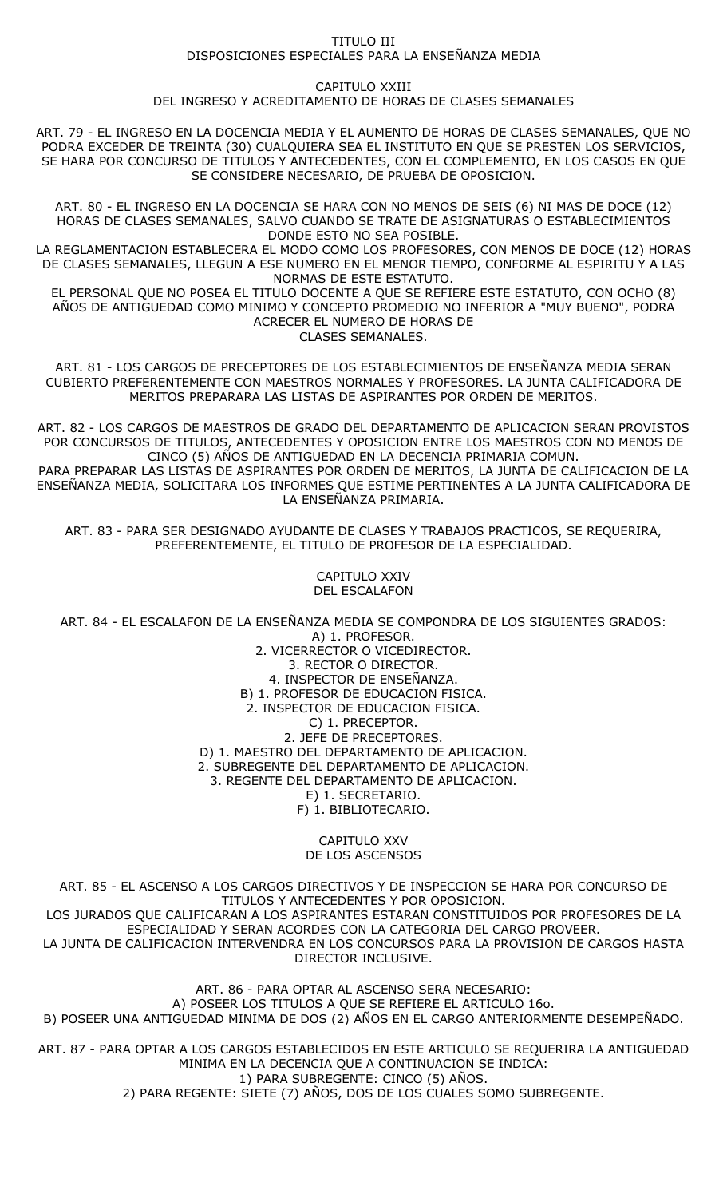# TITULO III
# DISPOSICIONES ESPECIALES PARA LA ENSEÑANZA MEDIA

## CAPITULO XXIII
## DEL INGRESO Y ACREDITAMENTO DE HORAS DE CLASES SEMANALES

ART. 79 - EL INGRESO EN LA DOCENCIA MEDIA Y EL AUMENTO DE HORAS DE CLASES SEMANALES, QUE NO PODRA EXCEDER DE TREINTA (30) CUALQUIERA SEA EL INSTITUTO EN QUE SE PRESTEN LOS SERVICIOS, SE HARA POR CONCURSO DE TITULOS Y ANTECEDENTES, CON EL COMPLEMENTO, EN LOS CASOS EN QUE SE CONSIDERE NECESARIO, DE PRUEBA DE OPOSICION.

ART. 80 - EL INGRESO EN LA DOCENCIA SE HARA CON NO MENOS DE SEIS (6) NI MAS DE DOCE (12) HORAS DE CLASES SEMANALES, SALVO CUANDO SE TRATE DE ASIGNATURAS O ESTABLECIMIENTOS DONDE ESTO NO SEA POSIBLE.

LA REGLAMENTACION ESTABLECERA EL MODO COMO LOS PROFESORES, CON MENOS DE DOCE (12) HORAS DE CLASES SEMANALES, LLEGUN A ESE NUMERO EN EL MENOR TIEMPO, CONFORME AL ESPIRITU Y A LAS NORMAS DE ESTE ESTATUTO.

EL PERSONAL QUE NO POSEA EL TITULO DOCENTE A QUE SE REFIERE ESTE ESTATUTO, CON OCHO (8) AÑOS DE ANTIGUEDAD COMO MINIMO Y CONCEPTO PROMEDIO NO INFERIOR A "MUY BUENO", PODRA ACRECER EL NUMERO DE HORAS DE CLASES SEMANALES.

ART. 81 - LOS CARGOS DE PRECEPTORES DE LOS ESTABLECIMIENTOS DE ENSEÑANZA MEDIA SERAN CUBIERTO PREFERENTEMENTE CON MAESTROS NORMALES Y PROFESORES. LA JUNTA CALIFICADORA DE MERITOS PREPARARA LAS LISTAS DE ASPIRANTES POR ORDEN DE MERITOS.

ART. 82 - LOS CARGOS DE MAESTROS DE GRADO DEL DEPARTAMENTO DE APLICACION SERAN PROVISTOS POR CONCURSOS DE TITULOS, ANTECEDENTES Y OPOSICION ENTRE LOS MAESTROS CON NO MENOS DE CINCO (5) AÑOS DE ANTIGUEDAD EN LA DECENCIA PRIMARIA COMUN.

PARA PREPARAR LAS LISTAS DE ASPIRANTES POR ORDEN DE MERITOS, LA JUNTA DE CALIFICACION DE LA ENSEÑANZA MEDIA, SOLICITARA LOS INFORMES QUE ESTIME PERTINENTES A LA JUNTA CALIFICADORA DE LA ENSEÑANZA PRIMARIA.

ART. 83 - PARA SER DESIGNADO AYUDANTE DE CLASES Y TRABAJOS PRACTICOS, SE REQUERIRA, PREFERENTEMENTE, EL TITULO DE PROFESOR DE LA ESPECIALIDAD.

## CAPITULO XXIV
## DEL ESCALAFON

ART. 84 - EL ESCALAFON DE LA ENSEÑANZA MEDIA SE COMPONDRA DE LOS SIGUIENTES GRADOS:

A) 1. PROFESOR.
2. VICERRECTOR O VICEDIRECTOR.
3. RECTOR O DIRECTOR.
4. INSPECTOR DE ENSEÑANZA.

B) 1. PROFESOR DE EDUCACION FISICA.
2. INSPECTOR DE EDUCACION FISICA.

C) 1. PRECEPTOR.
2. JEFE DE PRECEPTORES.

D) 1. MAESTRO DEL DEPARTAMENTO DE APLICACION.
2. SUBREGENTE DEL DEPARTAMENTO DE APLICACION.
3. REGENTE DEL DEPARTAMENTO DE APLICACION.

E) 1. SECRETARIO.

F) 1. BIBLIOTECARIO.

## CAPITULO XXV
## DE LOS ASCENSOS

ART. 85 - EL ASCENSO A LOS CARGOS DIRECTIVOS Y DE INSPECCION SE HARA POR CONCURSO DE TITULOS Y ANTECEDENTES Y POR OPOSICION.

LOS JURADOS QUE CALIFICARAN A LOS ASPIRANTES ESTARAN CONSTITUIDOS POR PROFESORES DE LA ESPECIALIDAD Y SERAN ACORDES CON LA CATEGORIA DEL CARGO PROVEER.

LA JUNTA DE CALIFICACION INTERVENDRA EN LOS CONCURSOS PARA LA PROVISION DE CARGOS HASTA DIRECTOR INCLUSIVE.

ART. 86 - PARA OPTAR AL ASCENSO SERA NECESARIO:

A) POSEER LOS TITULOS A QUE SE REFIERE EL ARTICULO 16o.

B) POSEER UNA ANTIGUEDAD MINIMA DE DOS (2) AÑOS EN EL CARGO ANTERIORMENTE DESEMPEÑADO.

ART. 87 - PARA OPTAR A LOS CARGOS ESTABLECIDOS EN ESTE ARTICULO SE REQUERIRA LA ANTIGUEDAD MINIMA EN LA DECENCIA QUE A CONTINUACION SE INDICA:

1) PARA SUBREGENTE: CINCO (5) AÑOS.

2) PARA REGENTE: SIETE (7) AÑOS, DOS DE LOS CUALES SOMO SUBREGENTE.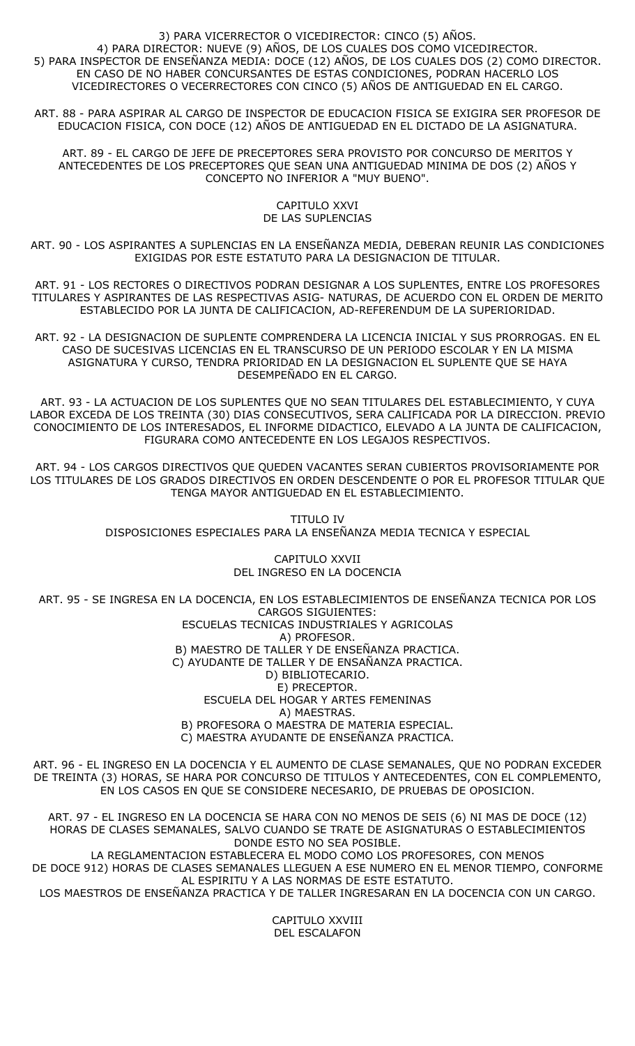3) PARA VICERRECTOR O VICEDIRECTOR: CINCO (5) AÑOS.
4) PARA DIRECTOR: NUEVE (9) AÑOS, DE LOS CUALES DOS COMO VICEDIRECTOR.
5) PARA INSPECTOR DE ENSEÑANZA MEDIA: DOCE (12) AÑOS, DE LOS CUALES DOS (2) COMO DIRECTOR. EN CASO DE NO HABER CONCURSANTES DE ESTAS CONDICIONES, PODRAN HACERLO LOS VICEDIRECTORES O VECERRECTORES CON CINCO (5) AÑOS DE ANTIGUEDAD EN EL CARGO.

ART. 88 - PARA ASPIRAR AL CARGO DE INSPECTOR DE EDUCACION FISICA SE EXIGIRA SER PROFESOR DE EDUCACION FISICA, CON DOCE (12) AÑOS DE ANTIGUEDAD EN EL DICTADO DE LA ASIGNATURA.

ART. 89 - EL CARGO DE JEFE DE PRECEPTORES SERA PROVISTO POR CONCURSO DE MERITOS Y ANTECEDENTES DE LOS PRECEPTORES QUE SEAN UNA ANTIGUEDAD MINIMA DE DOS (2) AÑOS Y CONCEPTO NO INFERIOR A "MUY BUENO".

## CAPITULO XXVI
## DE LAS SUPLENCIAS

ART. 90 - LOS ASPIRANTES A SUPLENCIAS EN LA ENSEÑANZA MEDIA, DEBERAN REUNIR LAS CONDICIONES EXIGIDAS POR ESTE ESTATUTO PARA LA DESIGNACION DE TITULAR.

ART. 91 - LOS RECTORES O DIRECTIVOS PODRAN DESIGNAR A LOS SUPLENTES, ENTRE LOS PROFESORES TITULARES Y ASPIRANTES DE LAS RESPECTIVAS ASIG- NATURAS, DE ACUERDO CON EL ORDEN DE MERITO ESTABLECIDO POR LA JUNTA DE CALIFICACION, AD-REFERENDUM DE LA SUPERIORIDAD.

ART. 92 - LA DESIGNACION DE SUPLENTE COMPRENDERA LA LICENCIA INICIAL Y SUS PRORROGAS. EN EL CASO DE SUCESIVAS LICENCIAS EN EL TRANSCURSO DE UN PERIODO ESCOLAR Y EN LA MISMA ASIGNATURA Y CURSO, TENDRA PRIORIDAD EN LA DESIGNACION EL SUPLENTE QUE SE HAYA DESEMPEÑADO EN EL CARGO.

ART. 93 - LA ACTUACION DE LOS SUPLENTES QUE NO SEAN TITULARES DEL ESTABLECIMIENTO, Y CUYA LABOR EXCEDA DE LOS TREINTA (30) DIAS CONSECUTIVOS, SERA CALIFICADA POR LA DIRECCION. PREVIO CONOCIMIENTO DE LOS INTERESADOS, EL INFORME DIDACTICO, ELEVADO A LA JUNTA DE CALIFICACION, FIGURARA COMO ANTECEDENTE EN LOS LEGAJOS RESPECTIVOS.

ART. 94 - LOS CARGOS DIRECTIVOS QUE QUEDEN VACANTES SERAN CUBIERTOS PROVISORIAMENTE POR LOS TITULARES DE LOS GRADOS DIRECTIVOS EN ORDEN DESCENDENTE O POR EL PROFESOR TITULAR QUE TENGA MAYOR ANTIGUEDAD EN EL ESTABLECIMIENTO.

# TITULO IV
# DISPOSICIONES ESPECIALES PARA LA ENSEÑANZA MEDIA TECNICA Y ESPECIAL

## CAPITULO XXVII
## DEL INGRESO EN LA DOCENCIA

ART. 95 - SE INGRESA EN LA DOCENCIA, EN LOS ESTABLECIMIENTOS DE ENSEÑANZA TECNICA POR LOS CARGOS SIGUIENTES:

ESCUELAS TECNICAS INDUSTRIALES Y AGRICOLAS
A) PROFESOR.
B) MAESTRO DE TALLER Y DE ENSEÑANZA PRACTICA.
C) AYUDANTE DE TALLER Y DE ENSAÑANZA PRACTICA.
D) BIBLIOTECARIO.
E) PRECEPTOR.

ESCUELA DEL HOGAR Y ARTES FEMENINAS
A) MAESTRAS.
B) PROFESORA O MAESTRA DE MATERIA ESPECIAL.
C) MAESTRA AYUDANTE DE ENSEÑANZA PRACTICA.

ART. 96 - EL INGRESO EN LA DOCENCIA Y EL AUMENTO DE CLASE SEMANALES, QUE NO PODRAN EXCEDER DE TREINTA (3) HORAS, SE HARA POR CONCURSO DE TITULOS Y ANTECEDENTES, CON EL COMPLEMENTO, EN LOS CASOS EN QUE SE CONSIDERE NECESARIO, DE PRUEBAS DE OPOSICION.

ART. 97 - EL INGRESO EN LA DOCENCIA SE HARA CON NO MENOS DE SEIS (6) NI MAS DE DOCE (12) HORAS DE CLASES SEMANALES, SALVO CUANDO SE TRATE DE ASIGNATURAS O ESTABLECIMIENTOS DONDE ESTO NO SEA POSIBLE.
LA REGLAMENTACION ESTABLECERA EL MODO COMO LOS PROFESORES, CON MENOS DE DOCE 912) HORAS DE CLASES SEMANALES LLEGUEN A ESE NUMERO EN EL MENOR TIEMPO, CONFORME AL ESPIRITU Y A LAS NORMAS DE ESTE ESTATUTO.
LOS MAESTROS DE ENSEÑANZA PRACTICA Y DE TALLER INGRESARAN EN LA DOCENCIA CON UN CARGO.

## CAPITULO XXVIII
## DEL ESCALAFON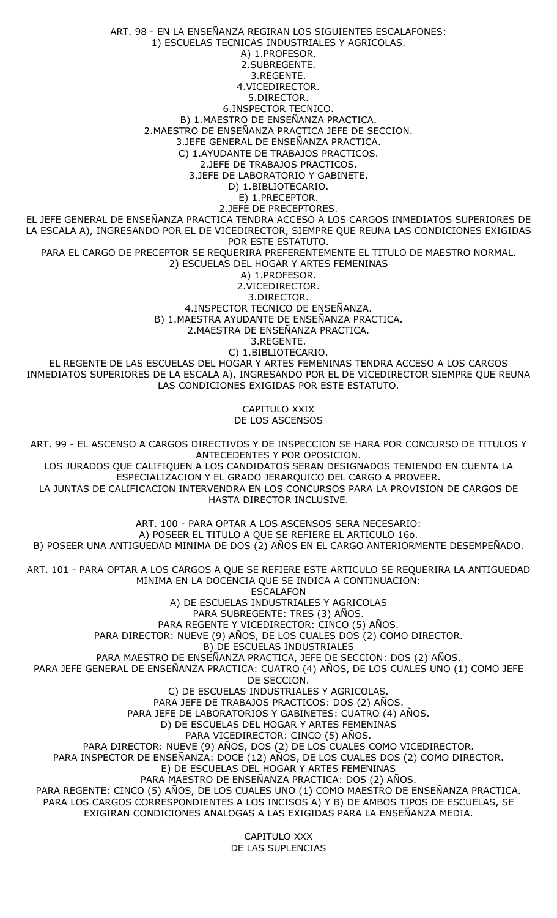ART. 98 - EN LA ENSEÑANZA REGIRAN LOS SIGUIENTES ESCALAFONES:

1) ESCUELAS TECNICAS INDUSTRIALES Y AGRICOLAS.

A) 1.PROFESOR.
2.SUBREGENTE.
3.REGENTE.
4.VICEDIRECTOR.
5.DIRECTOR.
6.INSPECTOR TECNICO.

B) 1.MAESTRO DE ENSEÑANZA PRACTICA.
2.MAESTRO DE ENSEÑANZA PRACTICA JEFE DE SECCION.
3.JEFE GENERAL DE ENSEÑANZA PRACTICA.

C) 1.AYUDANTE DE TRABAJOS PRACTICOS.
2.JEFE DE TRABAJOS PRACTICOS.
3.JEFE DE LABORATORIO Y GABINETE.

D) 1.BIBLIOTECARIO.

E) 1.PRECEPTOR.
2.JEFE DE PRECEPTORES.

EL JEFE GENERAL DE ENSEÑANZA PRACTICA TENDRA ACCESO A LOS CARGOS INMEDIATOS SUPERIORES DE LA ESCALA A), INGRESANDO POR EL DE VICEDIRECTOR, SIEMPRE QUE REUNA LAS CONDICIONES EXIGIDAS POR ESTE ESTATUTO.

PARA EL CARGO DE PRECEPTOR SE REQUERIRA PREFERENTEMENTE EL TITULO DE MAESTRO NORMAL.

2) ESCUELAS DEL HOGAR Y ARTES FEMENINAS

A) 1.PROFESOR.
2.VICEDIRECTOR.
3.DIRECTOR.
4.INSPECTOR TECNICO DE ENSEÑANZA.

B) 1.MAESTRA AYUDANTE DE ENSEÑANZA PRACTICA.
2.MAESTRA DE ENSEÑANZA PRACTICA.
3.REGENTE.

C) 1.BIBLIOTECARIO.

EL REGENTE DE LAS ESCUELAS DEL HOGAR Y ARTES FEMENINAS TENDRA ACCESO A LOS CARGOS INMEDIATOS SUPERIORES DE LA ESCALA A), INGRESANDO POR EL DE VICEDIRECTOR SIEMPRE QUE REUNA LAS CONDICIONES EXIGIDAS POR ESTE ESTATUTO.

## CAPITULO XXIX
## DE LOS ASCENSOS

ART. 99 - EL ASCENSO A CARGOS DIRECTIVOS Y DE INSPECCION SE HARA POR CONCURSO DE TITULOS Y ANTECEDENTES Y POR OPOSICION.

LOS JURADOS QUE CALIFIQUEN A LOS CANDIDATOS SERAN DESIGNADOS TENIENDO EN CUENTA LA ESPECIALIZACION Y EL GRADO JERARQUICO DEL CARGO A PROVEER.

LA JUNTAS DE CALIFICACION INTERVENDRA EN LOS CONCURSOS PARA LA PROVISION DE CARGOS DE HASTA DIRECTOR INCLUSIVE.

ART. 100 - PARA OPTAR A LOS ASCENSOS SERA NECESARIO:

A) POSEER EL TITULO A QUE SE REFIERE EL ARTICULO 16o.

B) POSEER UNA ANTIGUEDAD MINIMA DE DOS (2) AÑOS EN EL CARGO ANTERIORMENTE DESEMPEÑADO.

ART. 101 - PARA OPTAR A LOS CARGOS A QUE SE REFIERE ESTE ARTICULO SE REQUERIRA LA ANTIGUEDAD MINIMA EN LA DOCENCIA QUE SE INDICA A CONTINUACION:

ESCALAFON

A) DE ESCUELAS INDUSTRIALES Y AGRICOLAS
PARA SUBREGENTE: TRES (3) AÑOS.
PARA REGENTE Y VICEDIRECTOR: CINCO (5) AÑOS.
PARA DIRECTOR: NUEVE (9) AÑOS, DE LOS CUALES DOS (2) COMO DIRECTOR.

B) DE ESCUELAS INDUSTRIALES
PARA MAESTRO DE ENSEÑANZA PRACTICA, JEFE DE SECCION: DOS (2) AÑOS.
PARA JEFE GENERAL DE ENSEÑANZA PRACTICA: CUATRO (4) AÑOS, DE LOS CUALES UNO (1) COMO JEFE DE SECCION.

C) DE ESCUELAS INDUSTRIALES Y AGRICOLAS.
PARA JEFE DE TRABAJOS PRACTICOS: DOS (2) AÑOS.
PARA JEFE DE LABORATORIOS Y GABINETES: CUATRO (4) AÑOS.

D) DE ESCUELAS DEL HOGAR Y ARTES FEMENINAS
PARA VICEDIRECTOR: CINCO (5) AÑOS.
PARA DIRECTOR: NUEVE (9) AÑOS, DOS (2) DE LOS CUALES COMO VICEDIRECTOR.
PARA INSPECTOR DE ENSEÑANZA: DOCE (12) AÑOS, DE LOS CUALES DOS (2) COMO DIRECTOR.

E) DE ESCUELAS DEL HOGAR Y ARTES FEMENINAS
PARA MAESTRO DE ENSEÑANZA PRACTICA: DOS (2) AÑOS.
PARA REGENTE: CINCO (5) AÑOS, DE LOS CUALES UNO (1) COMO MAESTRO DE ENSEÑANZA PRACTICA.

PARA LOS CARGOS CORRESPONDIENTES A LOS INCISOS A) Y B) DE AMBOS TIPOS DE ESCUELAS, SE EXIGIRAN CONDICIONES ANALOGAS A LAS EXIGIDAS PARA LA ENSEÑANZA MEDIA.

## CAPITULO XXX
## DE LAS SUPLENCIAS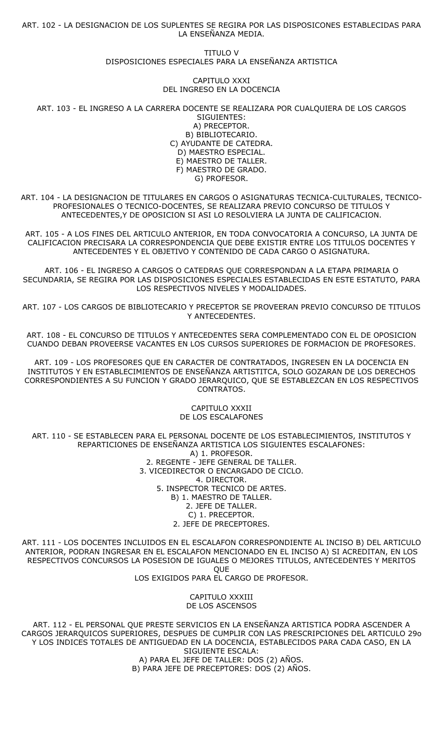ART. 102 - LA DESIGNACION DE LOS SUPLENTES SE REGIRA POR LAS DISPOSICONES ESTABLECIDAS PARA LA ENSEÑANZA MEDIA.

## TITULO V
## DISPOSICIONES ESPECIALES PARA LA ENSEÑANZA ARTISTICA

### CAPITULO XXXI
### DEL INGRESO EN LA DOCENCIA

ART. 103 - EL INGRESO A LA CARRERA DOCENTE SE REALIZARA POR CUALQUIERA DE LOS CARGOS SIGUIENTES:

A) PRECEPTOR.
B) BIBLIOTECARIO.
C) AYUDANTE DE CATEDRA.
D) MAESTRO ESPECIAL.
E) MAESTRO DE TALLER.
F) MAESTRO DE GRADO.
G) PROFESOR.

ART. 104 - LA DESIGNACION DE TITULARES EN CARGOS O ASIGNATURAS TECNICA-CULTURALES, TECNICO-PROFESIONALES O TECNICO-DOCENTES, SE REALIZARA PREVIO CONCURSO DE TITULOS Y ANTECEDENTES,Y DE OPOSICION SI ASI LO RESOLVIERA LA JUNTA DE CALIFICACION.

ART. 105 - A LOS FINES DEL ARTICULO ANTERIOR, EN TODA CONVOCATORIA A CONCURSO, LA JUNTA DE CALIFICACION PRECISARA LA CORRESPONDENCIA QUE DEBE EXISTIR ENTRE LOS TITULOS DOCENTES Y ANTECEDENTES Y EL OBJETIVO Y CONTENIDO DE CADA CARGO O ASIGNATURA.

ART. 106 - EL INGRESO A CARGOS O CATEDRAS QUE CORRESPONDAN A LA ETAPA PRIMARIA O SECUNDARIA, SE REGIRA POR LAS DISPOSICIONES ESPECIALES ESTABLECIDAS EN ESTE ESTATUTO, PARA LOS RESPECTIVOS NIVELES Y MODALIDADES.

ART. 107 - LOS CARGOS DE BIBLIOTECARIO Y PRECEPTOR SE PROVEERAN PREVIO CONCURSO DE TITULOS Y ANTECEDENTES.

ART. 108 - EL CONCURSO DE TITULOS Y ANTECEDENTES SERA COMPLEMENTADO CON EL DE OPOSICION CUANDO DEBAN PROVEERSE VACANTES EN LOS CURSOS SUPERIORES DE FORMACION DE PROFESORES.

ART. 109 - LOS PROFESORES QUE EN CARACTER DE CONTRATADOS, INGRESEN EN LA DOCENCIA EN INSTITUTOS Y EN ESTABLECIMIENTOS DE ENSEÑANZA ARTISTITCA, SOLO GOZARAN DE LOS DERECHOS CORRESPONDIENTES A SU FUNCION Y GRADO JERARQUICO, QUE SE ESTABLEZCAN EN LOS RESPECTIVOS CONTRATOS.

### CAPITULO XXXII
### DE LOS ESCALAFONES

ART. 110 - SE ESTABLECEN PARA EL PERSONAL DOCENTE DE LOS ESTABLECIMIENTOS, INSTITUTOS Y REPARTICIONES DE ENSEÑANZA ARTISTICA LOS SIGUIENTES ESCALAFONES:

A) 1. PROFESOR.
2. REGENTE - JEFE GENERAL DE TALLER.
3. VICEDIRECTOR O ENCARGADO DE CICLO.
4. DIRECTOR.
5. INSPECTOR TECNICO DE ARTES.

B) 1. MAESTRO DE TALLER.
2. JEFE DE TALLER.

C) 1. PRECEPTOR.
2. JEFE DE PRECEPTORES.

ART. 111 - LOS DOCENTES INCLUIDOS EN EL ESCALAFON CORRESPONDIENTE AL INCISO B) DEL ARTICULO ANTERIOR, PODRAN INGRESAR EN EL ESCALAFON MENCIONADO EN EL INCISO A) SI ACREDITAN, EN LOS RESPECTIVOS CONCURSOS LA POSESION DE IGUALES O MEJORES TITULOS, ANTECEDENTES Y MERITOS QUE LOS EXIGIDOS PARA EL CARGO DE PROFESOR.

### CAPITULO XXXIII
### DE LOS ASCENSOS

ART. 112 - EL PERSONAL QUE PRESTE SERVICIOS EN LA ENSEÑANZA ARTISTICA PODRA ASCENDER A CARGOS JERARQUICOS SUPERIORES, DESPUES DE CUMPLIR CON LAS PRESCRIPCIONES DEL ARTICULO 29o Y LOS INDICES TOTALES DE ANTIGUEDAD EN LA DOCENCIA, ESTABLECIDOS PARA CADA CASO, EN LA SIGUIENTE ESCALA:

A) PARA EL JEFE DE TALLER: DOS (2) AÑOS.
B) PARA JEFE DE PRECEPTORES: DOS (2) AÑOS.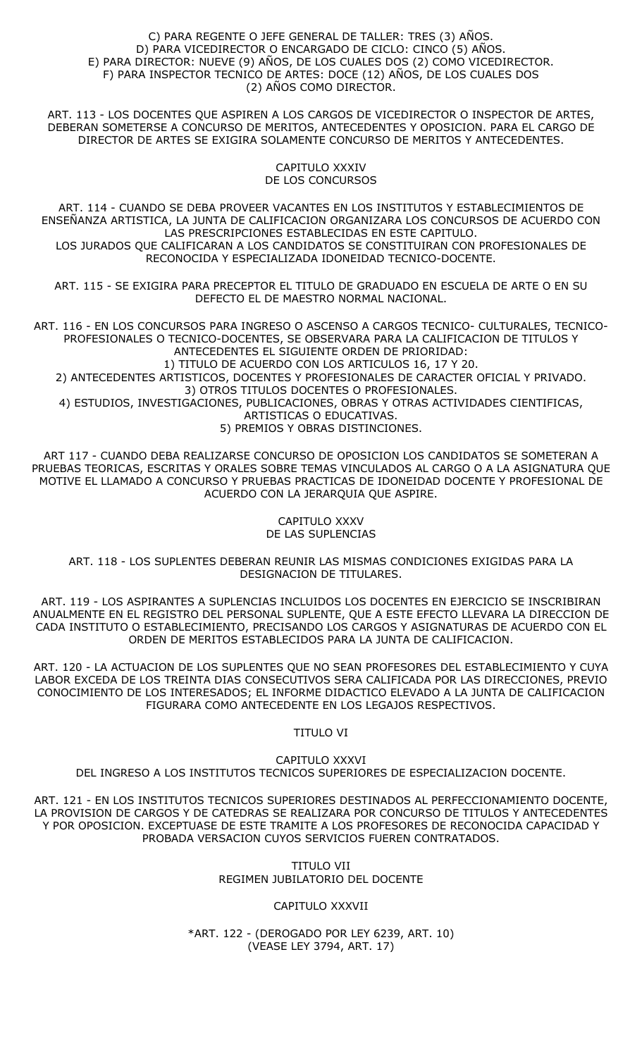C) PARA REGENTE O JEFE GENERAL DE TALLER: TRES (3) AÑOS.
D) PARA VICEDIRECTOR O ENCARGADO DE CICLO: CINCO (5) AÑOS.
E) PARA DIRECTOR: NUEVE (9) AÑOS, DE LOS CUALES DOS (2) COMO VICEDIRECTOR.
F) PARA INSPECTOR TECNICO DE ARTES: DOCE (12) AÑOS, DE LOS CUALES DOS (2) AÑOS COMO DIRECTOR.

ART. 113 - LOS DOCENTES QUE ASPIREN A LOS CARGOS DE VICEDIRECTOR O INSPECTOR DE ARTES, DEBERAN SOMETERSE A CONCURSO DE MERITOS, ANTECEDENTES Y OPOSICION. PARA EL CARGO DE DIRECTOR DE ARTES SE EXIGIRA SOLAMENTE CONCURSO DE MERITOS Y ANTECEDENTES.

## CAPITULO XXXIV
## DE LOS CONCURSOS

ART. 114 - CUANDO SE DEBA PROVEER VACANTES EN LOS INSTITUTOS Y ESTABLECIMIENTOS DE ENSEÑANZA ARTISTICA, LA JUNTA DE CALIFICACION ORGANIZARA LOS CONCURSOS DE ACUERDO CON LAS PRESCRIPCIONES ESTABLECIDAS EN ESTE CAPITULO.
LOS JURADOS QUE CALIFICARAN A LOS CANDIDATOS SE CONSTITUIRAN CON PROFESIONALES DE RECONOCIDA Y ESPECIALIZADA IDONEIDAD TECNICO-DOCENTE.

ART. 115 - SE EXIGIRA PARA PRECEPTOR EL TITULO DE GRADUADO EN ESCUELA DE ARTE O EN SU DEFECTO EL DE MAESTRO NORMAL NACIONAL.

ART. 116 - EN LOS CONCURSOS PARA INGRESO O ASCENSO A CARGOS TECNICO- CULTURALES, TECNICO-PROFESIONALES O TECNICO-DOCENTES, SE OBSERVARA PARA LA CALIFICACION DE TITULOS Y ANTECEDENTES EL SIGUIENTE ORDEN DE PRIORIDAD:
1) TITULO DE ACUERDO CON LOS ARTICULOS 16, 17 Y 20.
2) ANTECEDENTES ARTISTICOS, DOCENTES Y PROFESIONALES DE CARACTER OFICIAL Y PRIVADO.
3) OTROS TITULOS DOCENTES O PROFESIONALES.
4) ESTUDIOS, INVESTIGACIONES, PUBLICACIONES, OBRAS Y OTRAS ACTIVIDADES CIENTIFICAS, ARTISTICAS O EDUCATIVAS.
5) PREMIOS Y OBRAS DISTINCIONES.

ART 117 - CUANDO DEBA REALIZARSE CONCURSO DE OPOSICION LOS CANDIDATOS SE SOMETERAN A PRUEBAS TEORICAS, ESCRITAS Y ORALES SOBRE TEMAS VINCULADOS AL CARGO O A LA ASIGNATURA QUE MOTIVE EL LLAMADO A CONCURSO Y PRUEBAS PRACTICAS DE IDONEIDAD DOCENTE Y PROFESIONAL DE ACUERDO CON LA JERARQUIA QUE ASPIRE.

## CAPITULO XXXV
## DE LAS SUPLENCIAS

ART. 118 - LOS SUPLENTES DEBERAN REUNIR LAS MISMAS CONDICIONES EXIGIDAS PARA LA DESIGNACION DE TITULARES.

ART. 119 - LOS ASPIRANTES A SUPLENCIAS INCLUIDOS LOS DOCENTES EN EJERCICIO SE INSCRIBIRAN ANUALMENTE EN EL REGISTRO DEL PERSONAL SUPLENTE, QUE A ESTE EFECTO LLEVARA LA DIRECCION DE CADA INSTITUTO O ESTABLECIMIENTO, PRECISANDO LOS CARGOS Y ASIGNATURAS DE ACUERDO CON EL ORDEN DE MERITOS ESTABLECIDOS PARA LA JUNTA DE CALIFICACION.

ART. 120 - LA ACTUACION DE LOS SUPLENTES QUE NO SEAN PROFESORES DEL ESTABLECIMIENTO Y CUYA LABOR EXCEDA DE LOS TREINTA DIAS CONSECUTIVOS SERA CALIFICADA POR LAS DIRECCIONES, PREVIO CONOCIMIENTO DE LOS INTERESADOS; EL INFORME DIDACTICO ELEVADO A LA JUNTA DE CALIFICACION FIGURARA COMO ANTECEDENTE EN LOS LEGAJOS RESPECTIVOS.

# TITULO VI

## CAPITULO XXXVI
## DEL INGRESO A LOS INSTITUTOS TECNICOS SUPERIORES DE ESPECIALIZACION DOCENTE.

ART. 121 - EN LOS INSTITUTOS TECNICOS SUPERIORES DESTINADOS AL PERFECCIONAMIENTO DOCENTE, LA PROVISION DE CARGOS Y DE CATEDRAS SE REALIZARA POR CONCURSO DE TITULOS Y ANTECEDENTES Y POR OPOSICION. EXCEPTUASE DE ESTE TRAMITE A LOS PROFESORES DE RECONOCIDA CAPACIDAD Y PROBADA VERSACION CUYOS SERVICIOS FUEREN CONTRATADOS.

# TITULO VII
# REGIMEN JUBILATORIO DEL DOCENTE

## CAPITULO XXXVII

*ART. 122 - (DEROGADO POR LEY 6239, ART. 10)
(VEASE LEY 3794, ART. 17)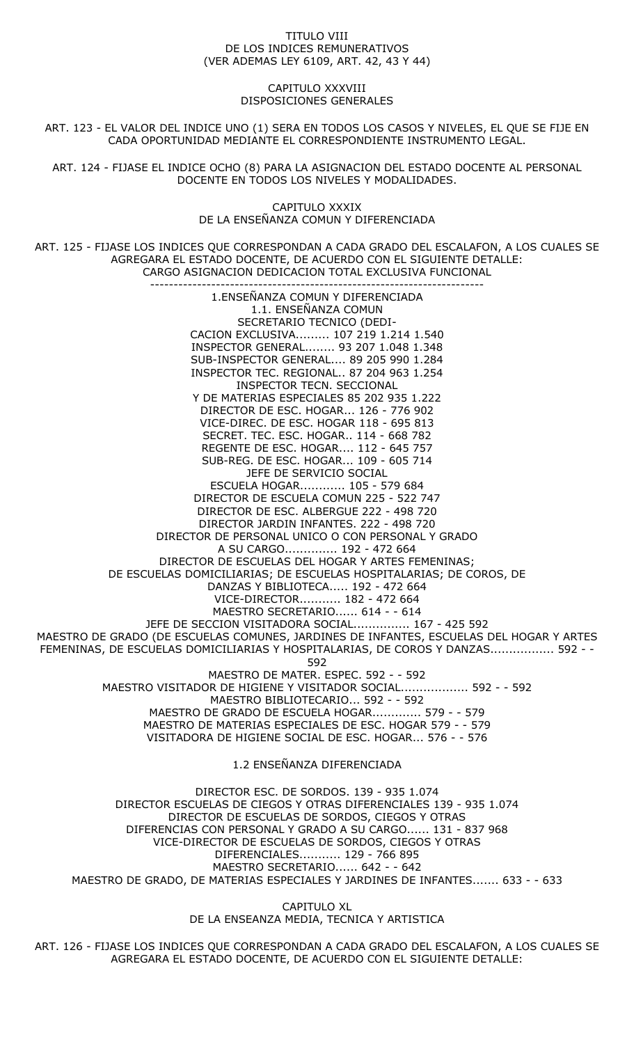TITULO VIII
DE LOS INDICES REMUNERATIVOS
(VER ADEMAS LEY 6109, ART. 42, 43 Y 44)

CAPITULO XXXVIII
DISPOSICIONES GENERALES

ART. 123 - EL VALOR DEL INDICE UNO (1) SERA EN TODOS LOS CASOS Y NIVELES, EL QUE SE FIJE EN CADA OPORTUNIDAD MEDIANTE EL CORRESPONDIENTE INSTRUMENTO LEGAL.

ART. 124 - FIJASE EL INDICE OCHO (8) PARA LA ASIGNACION DEL ESTADO DOCENTE AL PERSONAL DOCENTE EN TODOS LOS NIVELES Y MODALIDADES.

CAPITULO XXXIX
DE LA ENSEÑANZA COMUN Y DIFERENCIADA

ART. 125 - FIJASE LOS INDICES QUE CORRESPONDAN A CADA GRADO DEL ESCALAFON, A LOS CUALES SE AGREGARA EL ESTADO DOCENTE, DE ACUERDO CON EL SIGUIENTE DETALLE:

| CARGO | ASIGNACION | DEDICACION TOTAL | EXCLUSIVA | FUNCIONAL |
|---|---|---|---|---|
| 1.ENSEÑANZA COMUN Y DIFERENCIADA | | | | |
| 1.1. ENSEÑANZA COMUN | | | | |
| SECRETARIO TECNICO (DEDICACION EXCLUSIVA | 107 | 219 | 1.214 | 1.540 |
| INSPECTOR GENERAL | 93 | 207 | 1.048 | 1.348 |
| SUB-INSPECTOR GENERAL | 89 | 205 | 990 | 1.284 |
| INSPECTOR TEC. REGIONAL | 87 | 204 | 963 | 1.254 |
| INSPECTOR TECN. SECCIONAL Y DE MATERIAS ESPECIALES | 85 | 202 | 935 | 1.222 |
| DIRECTOR DE ESC. HOGAR | 126 | - | 776 | 902 |
| VICE-DIREC. DE ESC. HOGAR | 118 | - | 695 | 813 |
| SECRET. TEC. ESC. HOGAR | 114 | - | 668 | 782 |
| REGENTE DE ESC. HOGAR | 112 | - | 645 | 757 |
| SUB-REG. DE ESC. HOGAR | 109 | - | 605 | 714 |
| JEFE DE SERVICIO SOCIAL ESCUELA HOGAR | 105 | - | 579 | 684 |
| DIRECTOR DE ESCUELA COMUN | 225 | - | 522 | 747 |
| DIRECTOR DE ESC. ALBERGUE | 222 | - | 498 | 720 |
| DIRECTOR JARDIN INFANTES. | 222 | - | 498 | 720 |
| DIRECTOR DE PERSONAL UNICO O CON PERSONAL Y GRADO A SU CARGO | 192 | - | 472 | 664 |
| DIRECTOR DE ESCUELAS DEL HOGAR Y ARTES FEMENINAS; DE ESCUELAS DOMICILIARIAS; DE ESCUELAS HOSPITALARIAS; DE COROS, DE DANZAS Y BIBLIOTECA | 192 | - | 472 | 664 |
| VICE-DIRECTOR | 182 | - | 472 | 664 |
| MAESTRO SECRETARIO | 614 | - | - | 614 |
| JEFE DE SECCION VISITADORA SOCIAL | 167 | - | 425 | 592 |
| MAESTRO DE GRADO (DE ESCUELAS COMUNES, JARDINES DE INFANTES, ESCUELAS DEL HOGAR Y ARTES FEMENINAS, DE ESCUELAS DOMICILIARIAS Y HOSPITALARIAS, DE COROS Y DANZAS | 592 | - | - | 592 |
| MAESTRO DE MATER. ESPEC. | 592 | - | - | 592 |
| MAESTRO VISITADOR DE HIGIENE Y VISITADOR SOCIAL | 592 | - | - | 592 |
| MAESTRO BIBLIOTECARIO | 592 | - | - | 592 |
| MAESTRO DE GRADO DE ESCUELA HOGAR | 579 | - | - | 579 |
| MAESTRO DE MATERIAS ESPECIALES DE ESC. HOGAR | 579 | - | - | 579 |
| VISITADORA DE HIGIENE SOCIAL DE ESC. HOGAR | 576 | - | - | 576 |
| 1.2 ENSEÑANZA DIFERENCIADA | | | | |
| DIRECTOR ESC. DE SORDOS. | 139 | - | 935 | 1.074 |
| DIRECTOR ESCUELAS DE CIEGOS Y OTRAS DIFERENCIALES | 139 | - | 935 | 1.074 |
| DIRECTOR DE ESCUELAS DE SORDOS, CIEGOS Y OTRAS DIFERENCIAS CON PERSONAL Y GRADO A SU CARGO | 131 | - | 837 | 968 |
| VICE-DIRECTOR DE ESCUELAS DE SORDOS, CIEGOS Y OTRAS DIFERENCIALES | 129 | - | 766 | 895 |
| MAESTRO SECRETARIO | 642 | - | - | 642 |
| MAESTRO DE GRADO, DE MATERIAS ESPECIALES Y JARDINES DE INFANTES | 633 | - | - | 633 |

CAPITULO XL
DE LA ENSEANZA MEDIA, TECNICA Y ARTISTICA

ART. 126 - FIJASE LOS INDICES QUE CORRESPONDAN A CADA GRADO DEL ESCALAFON, A LOS CUALES SE AGREGARA EL ESTADO DOCENTE, DE ACUERDO CON EL SIGUIENTE DETALLE: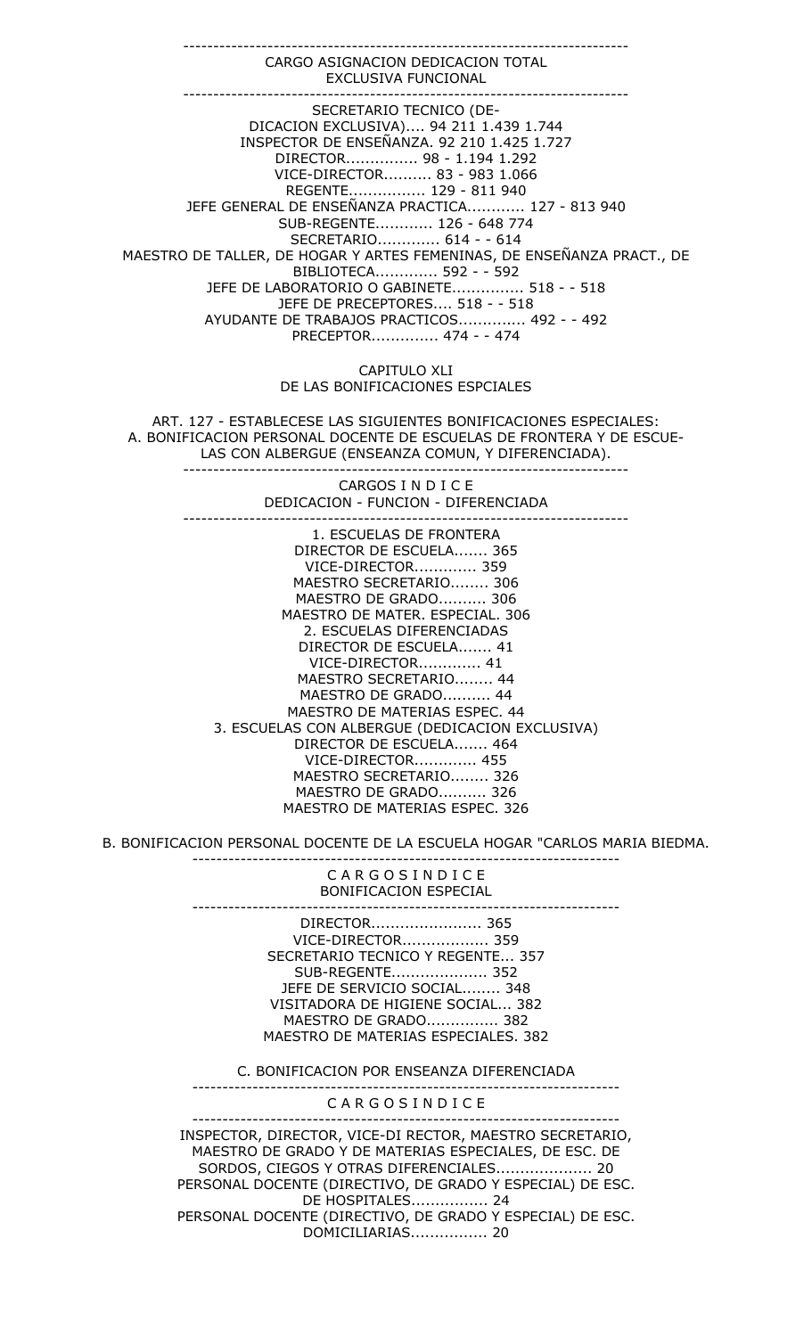| CARGO | ASIGNACION | DEDICACION EXCLUSIVA | TOTAL FUNCIONAL |
|---|---|---|---|
| SECRETARIO TECNICO (DEDICACION EXCLUSIVA).... | 94 | 211 | 1.439 1.744 |
| INSPECTOR DE ENSEÑANZA. | 92 | 210 | 1.425 1.727 |
| DIRECTOR............... | 98 | - | 1.194 1.292 |
| VICE-DIRECTOR.......... | 83 | - | 983 1.066 |
| REGENTE................ | 129 | - | 811 940 |
| JEFE GENERAL DE ENSEÑANZA PRACTICA............ | 127 | - | 813 940 |
| SUB-REGENTE............ | 126 | - | 648 774 |
| SECRETARIO............ | 614 | - | - 614 |
| MAESTRO DE TALLER, DE HOGAR Y ARTES FEMENINAS, DE ENSEÑANZA PRACT., DE BIBLIOTECA............. | 592 | - | - 592 |
| JEFE DE LABORATORIO O GABINETE............... | 518 | - | - 518 |
| JEFE DE PRECEPTORES.... | 518 | - | - 518 |
| AYUDANTE DE TRABAJOS PRACTICOS.............. | 492 | - | - 492 |
| PRECEPTOR............. | 474 | - | - 474 |

## CAPITULO XLI
## DE LAS BONIFICACIONES ESPCIALES

ART. 127 - ESTABLECESE LAS SIGUIENTES BONIFICACIONES ESPECIALES:

A. BONIFICACION PERSONAL DOCENTE DE ESCUELAS DE FRONTERA Y DE ESCUELAS CON ALBERGUE (ENSEANZA COMUN, Y DIFERENCIADA).

| CARGOS | I N D I C E DEDICACION - FUNCION - DIFERENCIADA |
|---|---|
| **1. ESCUELAS DE FRONTERA** | |
| DIRECTOR DE ESCUELA....... | 365 |
| VICE-DIRECTOR............. | 359 |
| MAESTRO SECRETARIO........ | 306 |
| MAESTRO DE GRADO.......... | 306 |
| MAESTRO DE MATER. ESPECIAL. | 306 |
| **2. ESCUELAS DIFERENCIADAS** | |
| DIRECTOR DE ESCUELA....... | 41 |
| VICE-DIRECTOR............. | 41 |
| MAESTRO SECRETARIO........ | 44 |
| MAESTRO DE GRADO.......... | 44 |
| MAESTRO DE MATERIAS ESPEC. | 44 |
| **3. ESCUELAS CON ALBERGUE (DEDICACION EXCLUSIVA)** | |
| DIRECTOR DE ESCUELA....... | 464 |
| VICE-DIRECTOR............. | 455 |
| MAESTRO SECRETARIO........ | 326 |
| MAESTRO DE GRADO.......... | 326 |
| MAESTRO DE MATERIAS ESPEC. | 326 |

B. BONIFICACION PERSONAL DOCENTE DE LA ESCUELA HOGAR "CARLOS MARIA BIEDMA.

| C A R G O S | I N D I C E BONIFICACION ESPECIAL |
|---|---|
| DIRECTOR....................... | 365 |
| VICE-DIRECTOR.................. | 359 |
| SECRETARIO TECNICO Y REGENTE... | 357 |
| SUB-REGENTE.................... | 352 |
| JEFE DE SERVICIO SOCIAL........ | 348 |
| VISITADORA DE HIGIENE SOCIAL... | 382 |
| MAESTRO DE GRADO............... | 382 |
| MAESTRO DE MATERIAS ESPECIALES. | 382 |

C. BONIFICACION POR ENSEANZA DIFERENCIADA

| C A R G O S | I N D I C E |
|---|---|
| INSPECTOR, DIRECTOR, VICE-DI RECTOR, MAESTRO SECRETARIO, MAESTRO DE GRADO Y DE MATERIAS ESPECIALES, DE ESC. DE SORDOS, CIEGOS Y OTRAS DIFERENCIALES.................... | 20 |
| PERSONAL DOCENTE (DIRECTIVO, DE GRADO Y ESPECIAL) DE ESC. DE HOSPITALES................ | 24 |
| PERSONAL DOCENTE (DIRECTIVO, DE GRADO Y ESPECIAL) DE ESC. DOMICILIARIAS................ | 20 |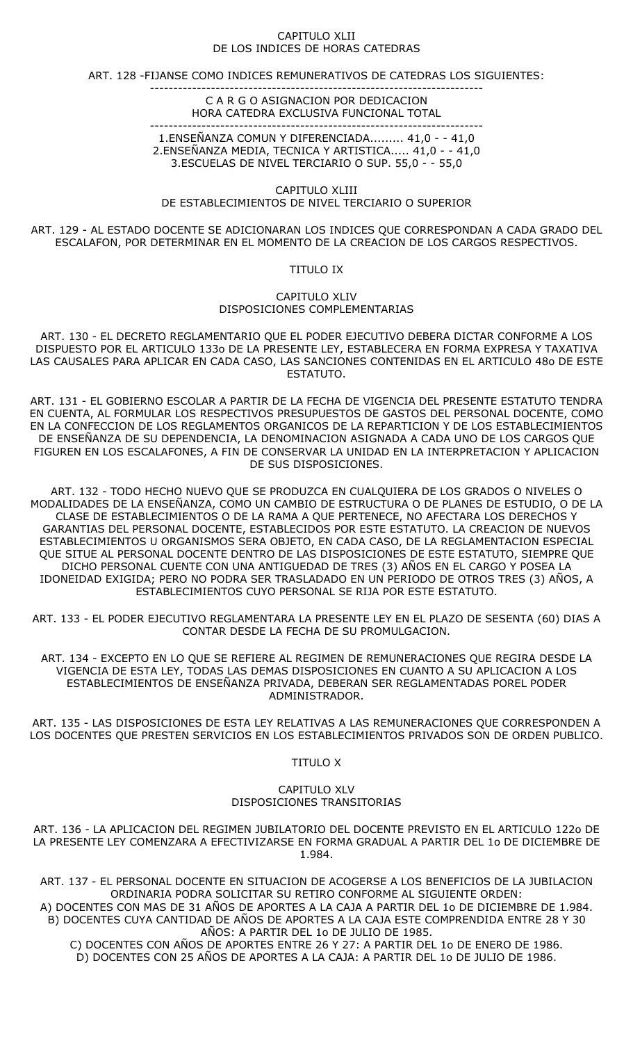## CAPITULO XLII
## DE LOS INDICES DE HORAS CATEDRAS

ART. 128 -FIJANSE COMO INDICES REMUNERATIVOS DE CATEDRAS LOS SIGUIENTES:

| C A R G O | ASIGNACION POR HORA CATEDRA | DEDICACION EXCLUSIVA | FUNCIONAL | TOTAL |
|---|---|---|---|---|
| 1.ENSEÑANZA COMUN Y DIFERENCIADA | 41,0 | - | - | 41,0 |
| 2.ENSEÑANZA MEDIA, TECNICA Y ARTISTICA | 41,0 | - | - | 41,0 |
| 3.ESCUELAS DE NIVEL TERCIARIO O SUP. | 55,0 | - | - | 55,0 |

## CAPITULO XLIII
## DE ESTABLECIMIENTOS DE NIVEL TERCIARIO O SUPERIOR

ART. 129 - AL ESTADO DOCENTE SE ADICIONARAN LOS INDICES QUE CORRESPONDAN A CADA GRADO DEL ESCALAFON, POR DETERMINAR EN EL MOMENTO DE LA CREACION DE LOS CARGOS RESPECTIVOS.

# TITULO IX

## CAPITULO XLIV
## DISPOSICIONES COMPLEMENTARIAS

ART. 130 - EL DECRETO REGLAMENTARIO QUE EL PODER EJECUTIVO DEBERA DICTAR CONFORME A LOS DISPUESTO POR EL ARTICULO 133o DE LA PRESENTE LEY, ESTABLECERA EN FORMA EXPRESA Y TAXATIVA LAS CAUSALES PARA APLICAR EN CADA CASO, LAS SANCIONES CONTENIDAS EN EL ARTICULO 48o DE ESTE ESTATUTO.

ART. 131 - EL GOBIERNO ESCOLAR A PARTIR DE LA FECHA DE VIGENCIA DEL PRESENTE ESTATUTO TENDRA EN CUENTA, AL FORMULAR LOS RESPECTIVOS PRESUPUESTOS DE GASTOS DEL PERSONAL DOCENTE, COMO EN LA CONFECCION DE LOS REGLAMENTOS ORGANICOS DE LA REPARTICION Y DE LOS ESTABLECIMIENTOS DE ENSEÑANZA DE SU DEPENDENCIA, LA DENOMINACION ASIGNADA A CADA UNO DE LOS CARGOS QUE FIGUREN EN LOS ESCALAFONES, A FIN DE CONSERVAR LA UNIDAD EN LA INTERPRETACION Y APLICACION DE SUS DISPOSICIONES.

ART. 132 - TODO HECHO NUEVO QUE SE PRODUZCA EN CUALQUIERA DE LOS GRADOS O NIVELES O MODALIDADES DE LA ENSEÑANZA, COMO UN CAMBIO DE ESTRUCTURA O DE PLANES DE ESTUDIO, O DE LA CLASE DE ESTABLECIMIENTOS O DE LA RAMA A QUE PERTENECE, NO AFECTARA LOS DERECHOS Y GARANTIAS DEL PERSONAL DOCENTE, ESTABLECIDOS POR ESTE ESTATUTO. LA CREACION DE NUEVOS ESTABLECIMIENTOS U ORGANISMOS SERA OBJETO, EN CADA CASO, DE LA REGLAMENTACION ESPECIAL QUE SITUE AL PERSONAL DOCENTE DENTRO DE LAS DISPOSICIONES DE ESTE ESTATUTO, SIEMPRE QUE DICHO PERSONAL CUENTE CON UNA ANTIGUEDAD DE TRES (3) AÑOS EN EL CARGO Y POSEA LA IDONEIDAD EXIGIDA; PERO NO PODRA SER TRASLADADO EN UN PERIODO DE OTROS TRES (3) AÑOS, A ESTABLECIMIENTOS CUYO PERSONAL SE RIJA POR ESTE ESTATUTO.

ART. 133 - EL PODER EJECUTIVO REGLAMENTARA LA PRESENTE LEY EN EL PLAZO DE SESENTA (60) DIAS A CONTAR DESDE LA FECHA DE SU PROMULGACION.

ART. 134 - EXCEPTO EN LO QUE SE REFIERE AL REGIMEN DE REMUNERACIONES QUE REGIRA DESDE LA VIGENCIA DE ESTA LEY, TODAS LAS DEMAS DISPOSICIONES EN CUANTO A SU APLICACION A LOS ESTABLECIMIENTOS DE ENSEÑANZA PRIVADA, DEBERAN SER REGLAMENTADAS POREL PODER ADMINISTRADOR.

ART. 135 - LAS DISPOSICIONES DE ESTA LEY RELATIVAS A LAS REMUNERACIONES QUE CORRESPONDEN A LOS DOCENTES QUE PRESTEN SERVICIOS EN LOS ESTABLECIMIENTOS PRIVADOS SON DE ORDEN PUBLICO.

# TITULO X

## CAPITULO XLV
## DISPOSICIONES TRANSITORIAS

ART. 136 - LA APLICACION DEL REGIMEN JUBILATORIO DEL DOCENTE PREVISTO EN EL ARTICULO 122o DE LA PRESENTE LEY COMENZARA A EFECTIVIZARSE EN FORMA GRADUAL A PARTIR DEL 1o DE DICIEMBRE DE 1.984.

ART. 137 - EL PERSONAL DOCENTE EN SITUACION DE ACOGERSE A LOS BENEFICIOS DE LA JUBILACION ORDINARIA PODRA SOLICITAR SU RETIRO CONFORME AL SIGUIENTE ORDEN:
A) DOCENTES CON MAS DE 31 AÑOS DE APORTES A LA CAJA A PARTIR DEL 1o DE DICIEMBRE DE 1.984.
B) DOCENTES CUYA CANTIDAD DE AÑOS DE APORTES A LA CAJA ESTE COMPRENDIDA ENTRE 28 Y 30 AÑOS: A PARTIR DEL 1o DE JULIO DE 1985.
C) DOCENTES CON AÑOS DE APORTES ENTRE 26 Y 27: A PARTIR DEL 1o DE ENERO DE 1986.
D) DOCENTES CON 25 AÑOS DE APORTES A LA CAJA: A PARTIR DEL 1o DE JULIO DE 1986.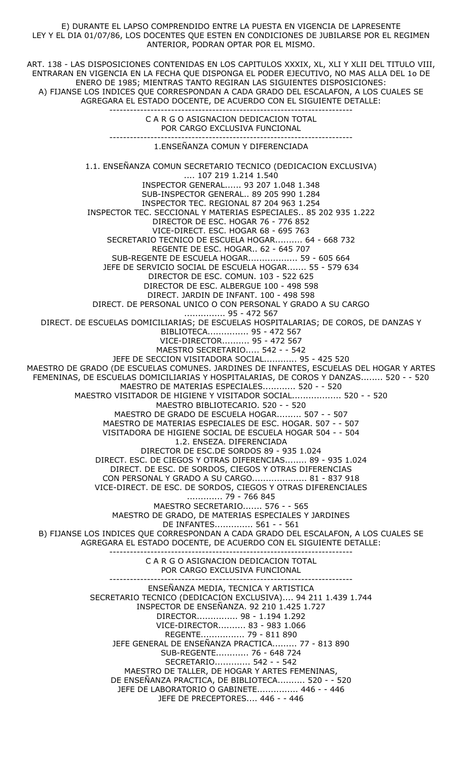E) DURANTE EL LAPSO COMPRENDIDO ENTRE LA PUESTA EN VIGENCIA DE LAPRESENTE LEY Y EL DIA 01/07/86, LOS DOCENTES QUE ESTEN EN CONDICIONES DE JUBILARSE POR EL REGIMEN ANTERIOR, PODRAN OPTAR POR EL MISMO.

ART. 138 - LAS DISPOSICIONES CONTENIDAS EN LOS CAPITULOS XXXIX, XL, XLI Y XLII DEL TITULO VIII, ENTRARAN EN VIGENCIA EN LA FECHA QUE DISPONGA EL PODER EJECUTIVO, NO MAS ALLA DEL 1o DE ENERO DE 1985; MIENTRAS TANTO REGIRAN LAS SIGUIENTES DISPOSICIONES:

A) FIJANSE LOS INDICES QUE CORRESPONDAN A CADA GRADO DEL ESCALAFON, A LOS CUALES SE AGREGARA EL ESTADO DOCENTE, DE ACUERDO CON EL SIGUIENTE DETALLE:

----------------------------------------------------------------------

C A R G O ASIGNACION DEDICACION TOTAL
POR CARGO EXCLUSIVA FUNCIONAL

----------------------------------------------------------------------

1.ENSEÑANZA COMUN Y DIFERENCIADA

1.1. ENSEÑANZA COMUN SECRETARIO TECNICO (DEDICACION EXCLUSIVA) .... 107 219 1.214 1.540
INSPECTOR GENERAL...... 93 207 1.048 1.348
SUB-INSPECTOR GENERAL.. 89 205 990 1.284
INSPECTOR TEC. REGIONAL 87 204 963 1.254
INSPECTOR TEC. SECCIONAL Y MATERIAS ESPECIALES.. 85 202 935 1.222
DIRECTOR DE ESC. HOGAR 76 - 776 852
VICE-DIRECT. ESC. HOGAR 68 - 695 763
SECRETARIO TECNICO DE ESCUELA HOGAR.......... 64 - 668 732
REGENTE DE ESC. HOGAR.. 62 - 645 707
SUB-REGENTE DE ESCUELA HOGAR.................. 59 - 605 664
JEFE DE SERVICIO SOCIAL DE ESCUELA HOGAR....... 55 - 579 634
DIRECTOR DE ESC. COMUN. 103 - 522 625
DIRECTOR DE ESC. ALBERGUE 100 - 498 598
DIRECT. JARDIN DE INFANT. 100 - 498 598
DIRECT. DE PERSONAL UNICO O CON PERSONAL Y GRADO A SU CARGO .............. 95 - 472 567
DIRECT. DE ESCUELAS DOMICILIARIAS; DE ESCUELAS HOSPITALARIAS; DE COROS, DE DANZAS Y BIBLIOTECA............... 95 - 472 567
VICE-DIRECTOR.......... 95 - 472 567
MAESTRO SECRETARIO..... 542 - - 542
JEFE DE SECCION VISITADORA SOCIAL............ 95 - 425 520
MAESTRO DE GRADO (DE ESCUELAS COMUNES. JARDINES DE INFANTES, ESCUELAS DEL HOGAR Y ARTES FEMENINAS, DE ESCUELAS DOMICILIARIAS Y HOSPITALARIAS, DE COROS Y DANZAS........ 520 - - 520
MAESTRO DE MATERIAS ESPECIALES............ 520 - - 520
MAESTRO VISITADOR DE HIGIENE Y VISITADOR SOCIAL.................. 520 - - 520
MAESTRO BIBLIOTECARIO. 520 - - 520
MAESTRO DE GRADO DE ESCUELA HOGAR......... 507 - - 507
MAESTRO DE MATERIAS ESPECIALES DE ESC. HOGAR. 507 - - 507
VISITADORA DE HIGIENE SOCIAL DE ESCUELA HOGAR 504 - - 504

1.2. ENSEZA. DIFERENCIADA
DIRECTOR DE ESC.DE SORDOS 89 - 935 1.024
DIRECT. ESC. DE CIEGOS Y OTRAS DIFERENCIAS........ 89 - 935 1.024
DIRECT. DE ESC. DE SORDOS, CIEGOS Y OTRAS DIFERENCIAS CON PERSONAL Y GRADO A SU CARGO.................... 81 - 837 918
VICE-DIRECT. DE ESC. DE SORDOS, CIEGOS Y OTRAS DIFERENCIALES ............ 79 - 766 845
MAESTRO SECRETARIO....... 576 - - 565
MAESTRO DE GRADO, DE MATERIAS ESPECIALES Y JARDINES DE INFANTES.............. 561 - - 561

B) FIJANSE LOS INDICES QUE CORRESPONDAN A CADA GRADO DEL ESCALAFON, A LOS CUALES SE AGREGARA EL ESTADO DOCENTE, DE ACUERDO CON EL SIGUIENTE DETALLE:

----------------------------------------------------------------------

C A R G O ASIGNACION DEDICACION TOTAL
POR CARGO EXCLUSIVA FUNCIONAL

----------------------------------------------------------------------

ENSEÑANZA MEDIA, TECNICA Y ARTISTICA
SECRETARIO TECNICO (DEDICACION EXCLUSIVA).... 94 211 1.439 1.744
INSPECTOR DE ENSEÑANZA. 92 210 1.425 1.727
DIRECTOR............... 98 - 1.194 1.292
VICE-DIRECTOR.......... 83 - 983 1.066
REGENTE................ 79 - 811 890
JEFE GENERAL DE ENSEÑANZA PRACTICA......... 77 - 813 890
SUB-REGENTE............ 76 - 648 724
SECRETARIO............. 542 - - 542
MAESTRO DE TALLER, DE HOGAR Y ARTES FEMENINAS, DE ENSEÑANZA PRACTICA, DE BIBLIOTECA.......... 520 - - 520
JEFE DE LABORATORIO O GABINETE............... 446 - - 446
JEFE DE PRECEPTORES.... 446 - - 446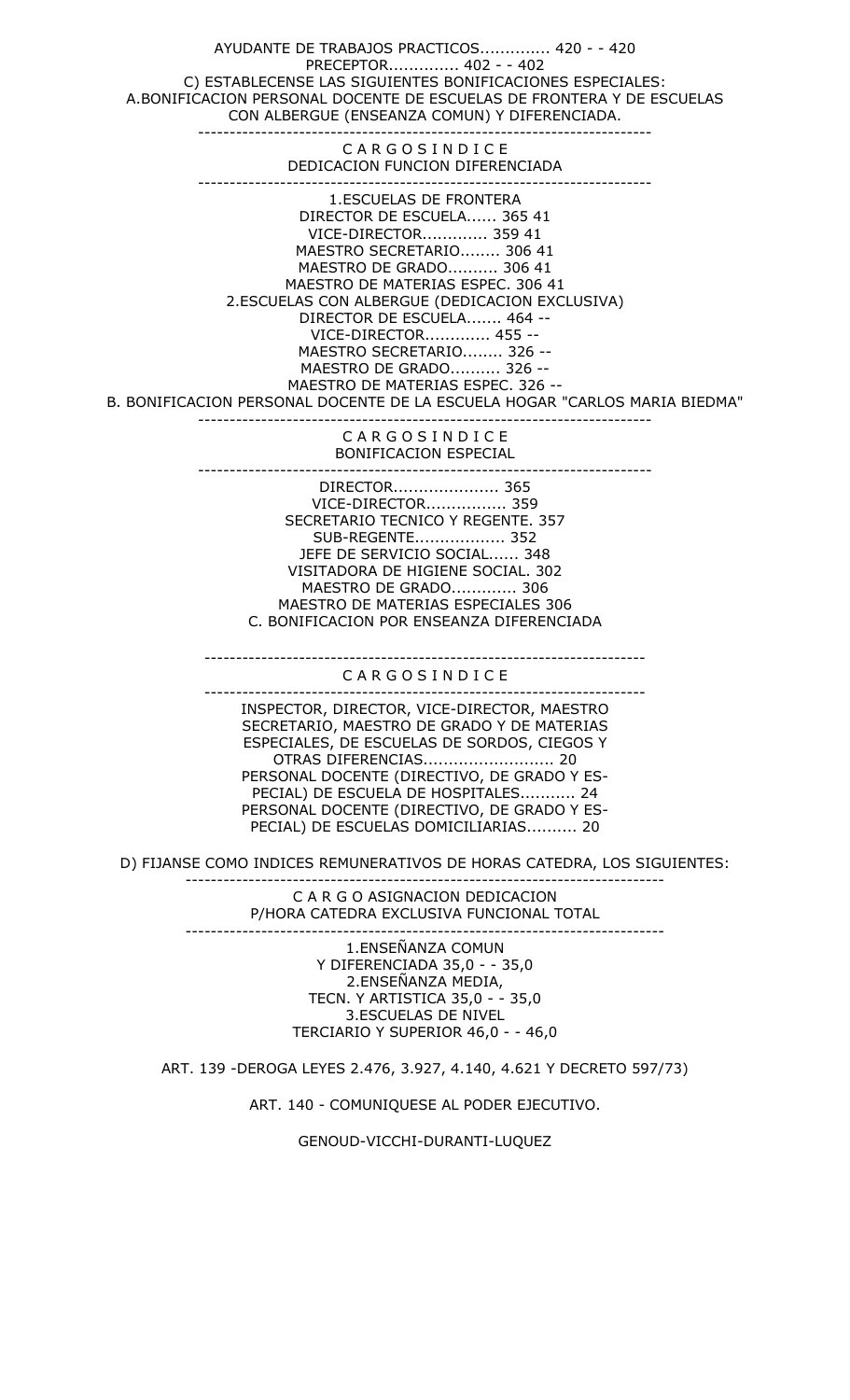AYUDANTE DE TRABAJOS PRACTICOS.............. 420 - - 420

PRECEPTOR.............. 402 - - 402

C) ESTABLECENSE LAS SIGUIENTES BONIFICACIONES ESPECIALES:

A.BONIFICACION PERSONAL DOCENTE DE ESCUELAS DE FRONTERA Y DE ESCUELAS CON ALBERGUE (ENSEANZA COMUN) Y DIFERENCIADA.

| C A R G O S | I N D I C E DEDICACION | FUNCION DIFERENCIADA |
|---|---|---|
| 1.ESCUELAS DE FRONTERA | | |
| DIRECTOR DE ESCUELA...... | 365 | 41 |
| VICE-DIRECTOR............. | 359 | 41 |
| MAESTRO SECRETARIO........ | 306 | 41 |
| MAESTRO DE GRADO.......... | 306 | 41 |
| MAESTRO DE MATERIAS ESPEC. | 306 | 41 |
| 2.ESCUELAS CON ALBERGUE (DEDICACION EXCLUSIVA) | | |
| DIRECTOR DE ESCUELA....... | 464 | -- |
| VICE-DIRECTOR............. | 455 | -- |
| MAESTRO SECRETARIO........ | 326 | -- |
| MAESTRO DE GRADO.......... | 326 | -- |
| MAESTRO DE MATERIAS ESPEC. | 326 | -- |

B. BONIFICACION PERSONAL DOCENTE DE LA ESCUELA HOGAR "CARLOS MARIA BIEDMA"

| C A R G O S | I N D I C E BONIFICACION ESPECIAL |
|---|---|
| DIRECTOR..................... | 365 |
| VICE-DIRECTOR................ | 359 |
| SECRETARIO TECNICO Y REGENTE. | 357 |
| SUB-REGENTE.................. | 352 |
| JEFE DE SERVICIO SOCIAL...... | 348 |
| VISITADORA DE HIGIENE SOCIAL. | 302 |
| MAESTRO DE GRADO............. | 306 |
| MAESTRO DE MATERIAS ESPECIALES | 306 |

C. BONIFICACION POR ENSEANZA DIFERENCIADA

| C A R G O S | I N D I C E |
|---|---|
| INSPECTOR, DIRECTOR, VICE-DIRECTOR, MAESTRO SECRETARIO, MAESTRO DE GRADO Y DE MATERIAS ESPECIALES, DE ESCUELAS DE SORDOS, CIEGOS Y OTRAS DIFERENCIAS.......................... | 20 |
| PERSONAL DOCENTE (DIRECTIVO, DE GRADO Y ES-PECIAL) DE ESCUELA DE HOSPITALES........... | 24 |
| PERSONAL DOCENTE (DIRECTIVO, DE GRADO Y ES-PECIAL) DE ESCUELAS DOMICILIARIAS.......... | 20 |

D) FIJANSE COMO INDICES REMUNERATIVOS DE HORAS CATEDRA, LOS SIGUIENTES:

| C A R G O | ASIGNACION P/HORA CATEDRA | DEDICACION EXCLUSIVA | FUNCIONAL | TOTAL |
|---|---|---|---|---|
| 1.ENSEÑANZA COMUN Y DIFERENCIADA | 35,0 | - | - | 35,0 |
| 2.ENSEÑANZA MEDIA, TECN. Y ARTISTICA | 35,0 | - | - | 35,0 |
| 3.ESCUELAS DE NIVEL TERCIARIO Y SUPERIOR | 46,0 | - | - | 46,0 |

ART. 139 -DEROGA LEYES 2.476, 3.927, 4.140, 4.621 Y DECRETO 597/73)

ART. 140 - COMUNIQUESE AL PODER EJECUTIVO.

GENOUD-VICCHI-DURANTI-LUQUEZ